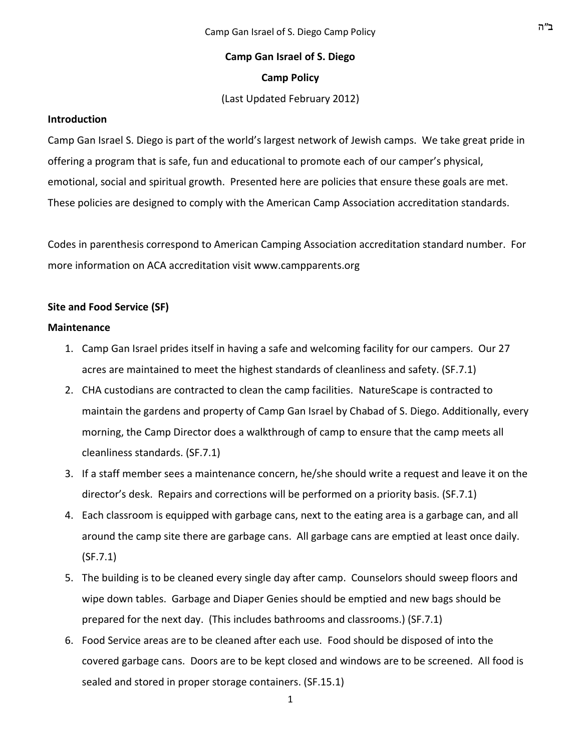# Camp Gan Israel of S. Diego

## Camp Policy

(Last Updated February 2012)

### Introduction

Camp Gan Israel S. Diego is part of the world's largest network of Jewish camps. We take great pride in offering a program that is safe, fun and educational to promote each of our camper's physical, emotional, social and spiritual growth. Presented here are policies that ensure these goals are met. These policies are designed to comply with the American Camp Association accreditation standards.

Codes in parenthesis correspond to American Camping Association accreditation standard number. For more information on ACA accreditation visit www.campparents.org

### Site and Food Service (SF)

#### Maintenance

1. Camp Gan Israel prides itself in having a safe and welcoming facility for our campers. Our 27 acres are maintained to meet the highest standards of cleanliness and safety. (SF.7.1)
2. CHA custodians are contracted to clean the camp facilities. NatureScape is contracted to maintain the gardens and property of Camp Gan Israel by Chabad of S. Diego. Additionally, every morning, the Camp Director does a walkthrough of camp to ensure that the camp meets all cleanliness standards. (SF.7.1)
3. If a staff member sees a maintenance concern, he/she should write a request and leave it on the director's desk. Repairs and corrections will be performed on a priority basis. (SF.7.1)
4. Each classroom is equipped with garbage cans, next to the eating area is a garbage can, and all around the camp site there are garbage cans. All garbage cans are emptied at least once daily. (SF.7.1)
5. The building is to be cleaned every single day after camp. Counselors should sweep floors and wipe down tables. Garbage and Diaper Genies should be emptied and new bags should be prepared for the next day. (This includes bathrooms and classrooms.) (SF.7.1)
6. Food Service areas are to be cleaned after each use. Food should be disposed of into the covered garbage cans. Doors are to be kept closed and windows are to be screened. All food is sealed and stored in proper storage containers. (SF.15.1)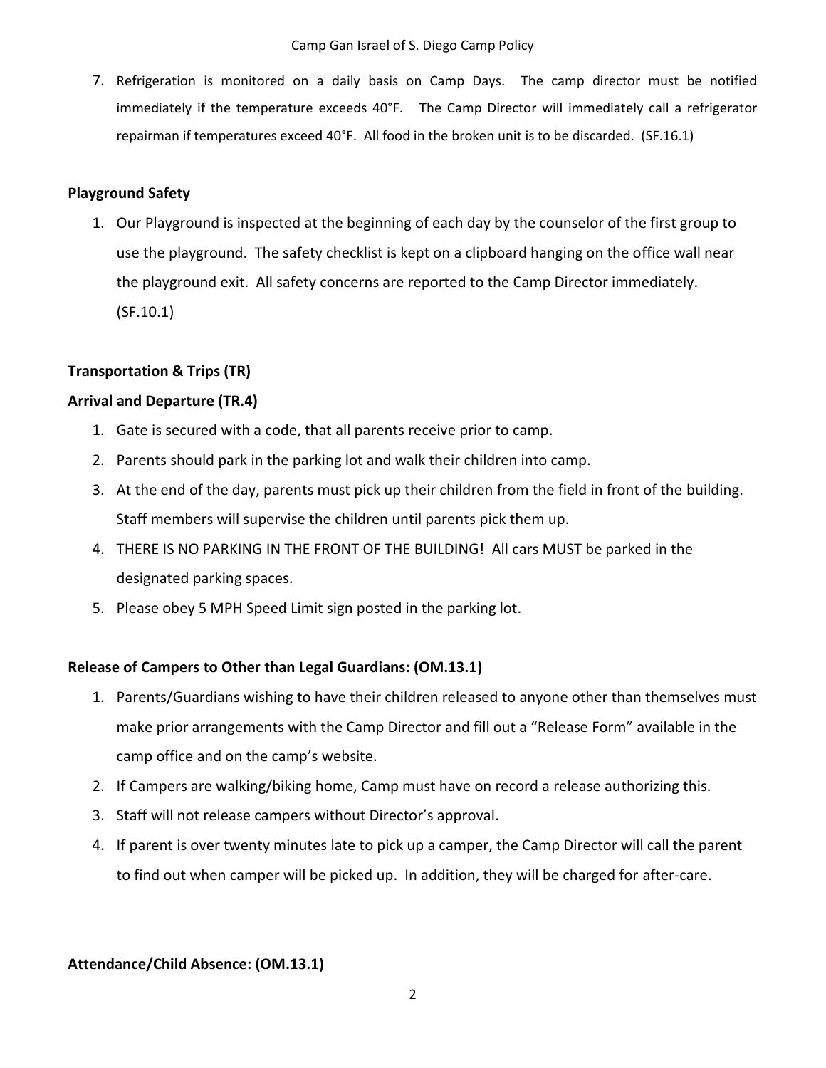7. Refrigeration is monitored on a daily basis on Camp Days. The camp director must be notified immediately if the temperature exceeds 40°F. The Camp Director will immediately call a refrigerator repairman if temperatures exceed 40°F. All food in the broken unit is to be discarded. (SF.16.1)

**Playground Safety**

1. Our Playground is inspected at the beginning of each day by the counselor of the first group to use the playground. The safety checklist is kept on a clipboard hanging on the office wall near the playground exit. All safety concerns are reported to the Camp Director immediately. (SF.10.1)

**Transportation & Trips (TR)**

**Arrival and Departure (TR.4)**

1. Gate is secured with a code, that all parents receive prior to camp.
2. Parents should park in the parking lot and walk their children into camp.
3. At the end of the day, parents must pick up their children from the field in front of the building. Staff members will supervise the children until parents pick them up.
4. THERE IS NO PARKING IN THE FRONT OF THE BUILDING! All cars MUST be parked in the designated parking spaces.
5. Please obey 5 MPH Speed Limit sign posted in the parking lot.

**Release of Campers to Other than Legal Guardians: (OM.13.1)**

1. Parents/Guardians wishing to have their children released to anyone other than themselves must make prior arrangements with the Camp Director and fill out a "Release Form" available in the camp office and on the camp's website.
2. If Campers are walking/biking home, Camp must have on record a release authorizing this.
3. Staff will not release campers without Director's approval.
4. If parent is over twenty minutes late to pick up a camper, the Camp Director will call the parent to find out when camper will be picked up. In addition, they will be charged for after-care.

**Attendance/Child Absence: (OM.13.1)**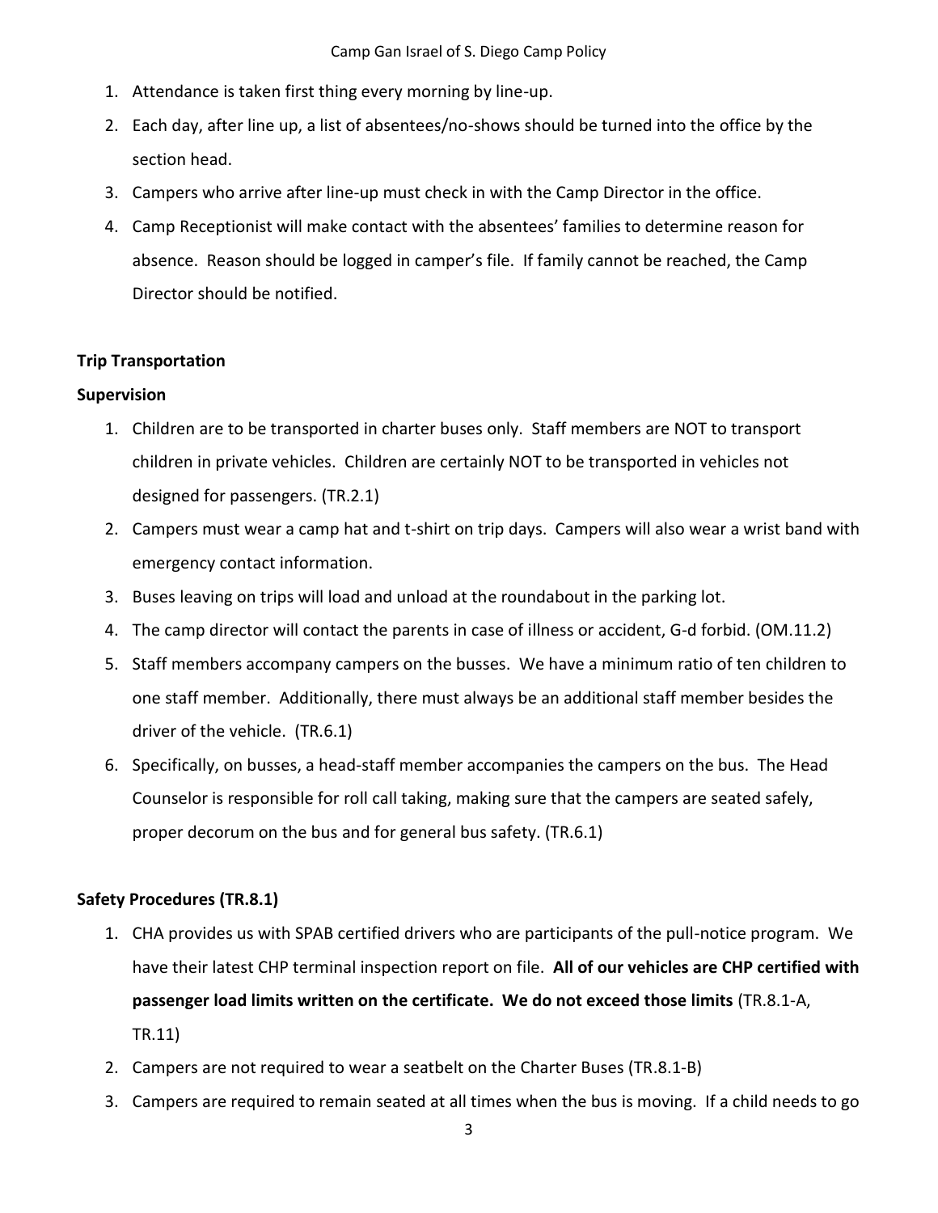1. Attendance is taken first thing every morning by line-up.
2. Each day, after line up, a list of absentees/no-shows should be turned into the office by the section head.
3. Campers who arrive after line-up must check in with the Camp Director in the office.
4. Camp Receptionist will make contact with the absentees' families to determine reason for absence. Reason should be logged in camper's file. If family cannot be reached, the Camp Director should be notified.

**Trip Transportation**

**Supervision**

1. Children are to be transported in charter buses only. Staff members are NOT to transport children in private vehicles. Children are certainly NOT to be transported in vehicles not designed for passengers. (TR.2.1)
2. Campers must wear a camp hat and t-shirt on trip days. Campers will also wear a wrist band with emergency contact information.
3. Buses leaving on trips will load and unload at the roundabout in the parking lot.
4. The camp director will contact the parents in case of illness or accident, G-d forbid. (OM.11.2)
5. Staff members accompany campers on the busses. We have a minimum ratio of ten children to one staff member. Additionally, there must always be an additional staff member besides the driver of the vehicle. (TR.6.1)
6. Specifically, on busses, a head-staff member accompanies the campers on the bus. The Head Counselor is responsible for roll call taking, making sure that the campers are seated safely, proper decorum on the bus and for general bus safety. (TR.6.1)

**Safety Procedures (TR.8.1)**

1. CHA provides us with SPAB certified drivers who are participants of the pull-notice program. We have their latest CHP terminal inspection report on file. **All of our vehicles are CHP certified with passenger load limits written on the certificate. We do not exceed those limits** (TR.8.1-A, TR.11)
2. Campers are not required to wear a seatbelt on the Charter Buses (TR.8.1-B)
3. Campers are required to remain seated at all times when the bus is moving. If a child needs to go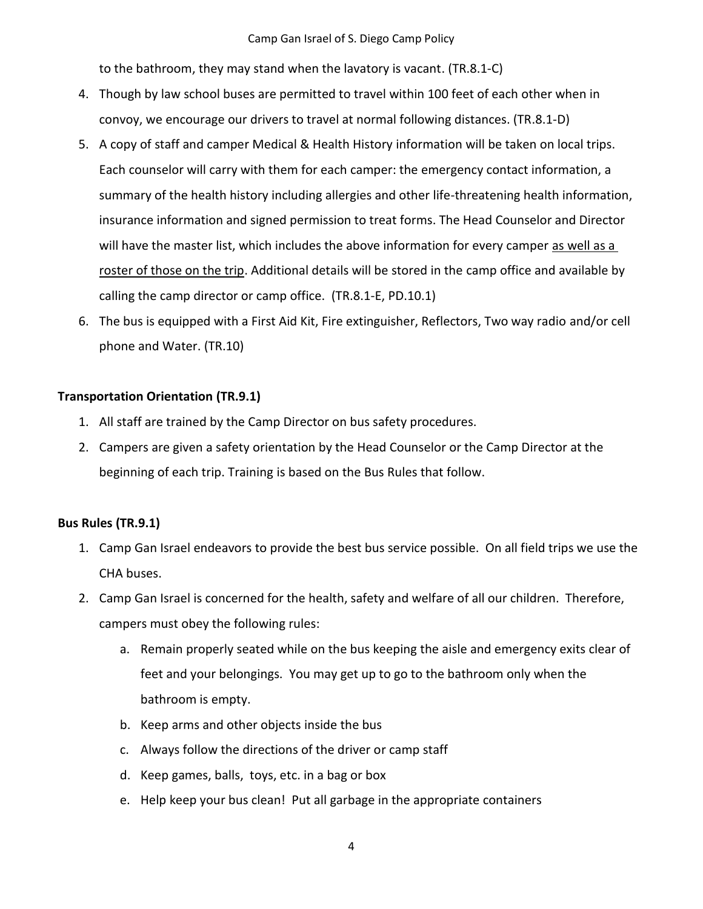to the bathroom, they may stand when the lavatory is vacant. (TR.8.1-C)

4. Though by law school buses are permitted to travel within 100 feet of each other when in convoy, we encourage our drivers to travel at normal following distances. (TR.8.1-D)
5. A copy of staff and camper Medical & Health History information will be taken on local trips. Each counselor will carry with them for each camper: the emergency contact information, a summary of the health history including allergies and other life-threatening health information, insurance information and signed permission to treat forms. The Head Counselor and Director will have the master list, which includes the above information for every camper <u>as well as a roster of those on the trip</u>. Additional details will be stored in the camp office and available by calling the camp director or camp office. (TR.8.1-E, PD.10.1)
6. The bus is equipped with a First Aid Kit, Fire extinguisher, Reflectors, Two way radio and/or cell phone and Water. (TR.10)

**Transportation Orientation (TR.9.1)**

1. All staff are trained by the Camp Director on bus safety procedures.
2. Campers are given a safety orientation by the Head Counselor or the Camp Director at the beginning of each trip. Training is based on the Bus Rules that follow.

**Bus Rules (TR.9.1)**

1. Camp Gan Israel endeavors to provide the best bus service possible. On all field trips we use the CHA buses.
2. Camp Gan Israel is concerned for the health, safety and welfare of all our children. Therefore, campers must obey the following rules:
    a. Remain properly seated while on the bus keeping the aisle and emergency exits clear of feet and your belongings. You may get up to go to the bathroom only when the bathroom is empty.
    b. Keep arms and other objects inside the bus
    c. Always follow the directions of the driver or camp staff
    d. Keep games, balls, toys, etc. in a bag or box
    e. Help keep your bus clean! Put all garbage in the appropriate containers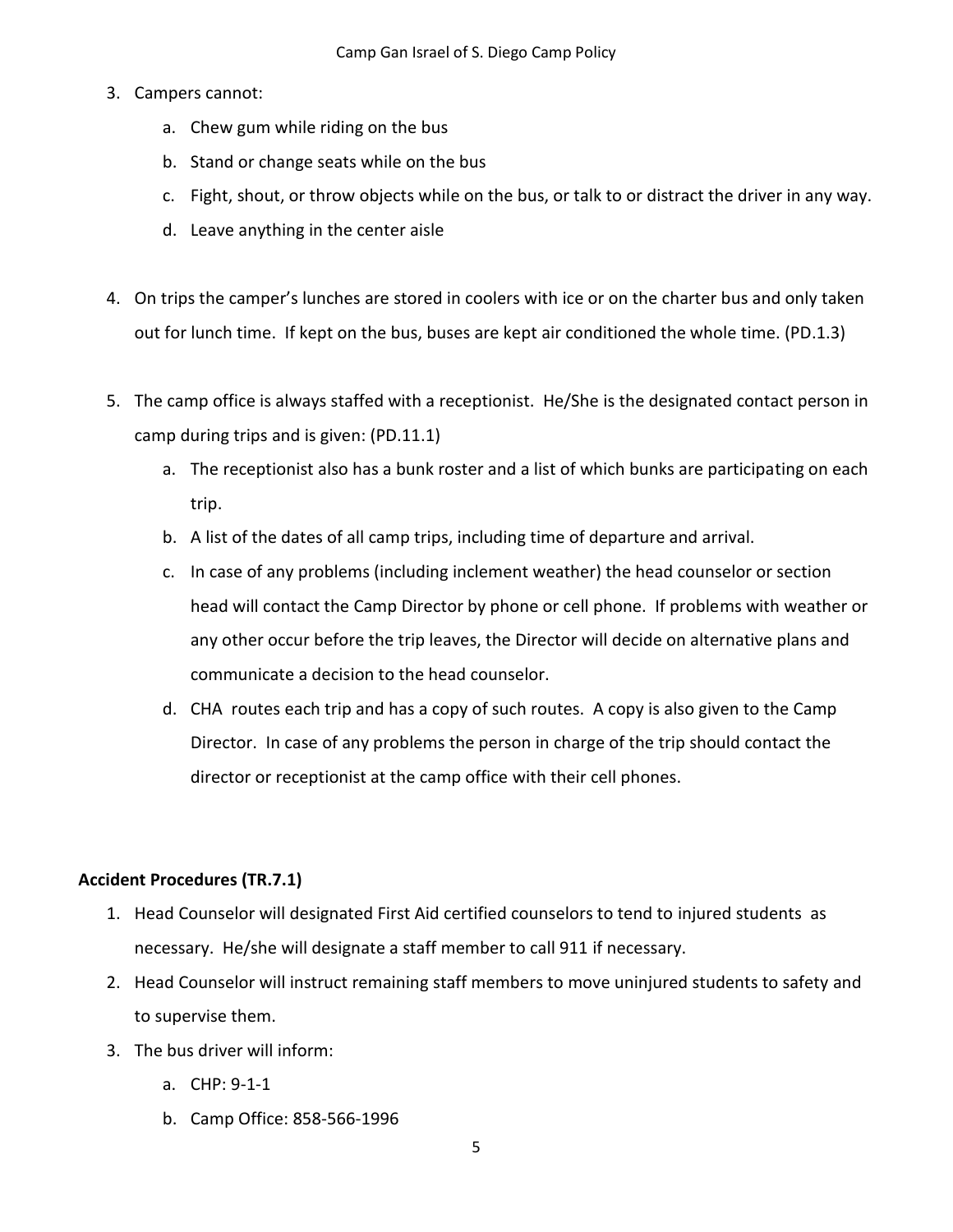3. Campers cannot:
    a. Chew gum while riding on the bus
    b. Stand or change seats while on the bus
    c. Fight, shout, or throw objects while on the bus, or talk to or distract the driver in any way.
    d. Leave anything in the center aisle

4. On trips the camper's lunches are stored in coolers with ice or on the charter bus and only taken out for lunch time. If kept on the bus, buses are kept air conditioned the whole time. (PD.1.3)

5. The camp office is always staffed with a receptionist. He/She is the designated contact person in camp during trips and is given: (PD.11.1)
    a. The receptionist also has a bunk roster and a list of which bunks are participating on each trip.
    b. A list of the dates of all camp trips, including time of departure and arrival.
    c. In case of any problems (including inclement weather) the head counselor or section head will contact the Camp Director by phone or cell phone. If problems with weather or any other occur before the trip leaves, the Director will decide on alternative plans and communicate a decision to the head counselor.
    d. CHA routes each trip and has a copy of such routes. A copy is also given to the Camp Director. In case of any problems the person in charge of the trip should contact the director or receptionist at the camp office with their cell phones.

**Accident Procedures (TR.7.1)**

1. Head Counselor will designated First Aid certified counselors to tend to injured students as necessary. He/she will designate a staff member to call 911 if necessary.
2. Head Counselor will instruct remaining staff members to move uninjured students to safety and to supervise them.
3. The bus driver will inform:
    a. CHP: 9-1-1
    b. Camp Office: 858-566-1996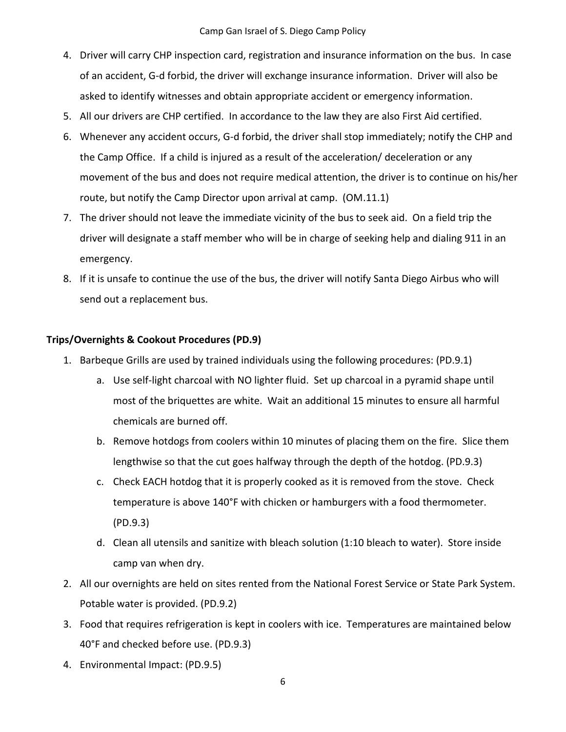4. Driver will carry CHP inspection card, registration and insurance information on the bus. In case of an accident, G-d forbid, the driver will exchange insurance information. Driver will also be asked to identify witnesses and obtain appropriate accident or emergency information.
5. All our drivers are CHP certified. In accordance to the law they are also First Aid certified.
6. Whenever any accident occurs, G-d forbid, the driver shall stop immediately; notify the CHP and the Camp Office. If a child is injured as a result of the acceleration/ deceleration or any movement of the bus and does not require medical attention, the driver is to continue on his/her route, but notify the Camp Director upon arrival at camp. (OM.11.1)
7. The driver should not leave the immediate vicinity of the bus to seek aid. On a field trip the driver will designate a staff member who will be in charge of seeking help and dialing 911 in an emergency.
8. If it is unsafe to continue the use of the bus, the driver will notify Santa Diego Airbus who will send out a replacement bus.

**Trips/Overnights & Cookout Procedures (PD.9)**

1. Barbeque Grills are used by trained individuals using the following procedures: (PD.9.1)
   a. Use self-light charcoal with NO lighter fluid. Set up charcoal in a pyramid shape until most of the briquettes are white. Wait an additional 15 minutes to ensure all harmful chemicals are burned off.
   b. Remove hotdogs from coolers within 10 minutes of placing them on the fire. Slice them lengthwise so that the cut goes halfway through the depth of the hotdog. (PD.9.3)
   c. Check EACH hotdog that it is properly cooked as it is removed from the stove. Check temperature is above 140°F with chicken or hamburgers with a food thermometer. (PD.9.3)
   d. Clean all utensils and sanitize with bleach solution (1:10 bleach to water). Store inside camp van when dry.
2. All our overnights are held on sites rented from the National Forest Service or State Park System. Potable water is provided. (PD.9.2)
3. Food that requires refrigeration is kept in coolers with ice. Temperatures are maintained below 40°F and checked before use. (PD.9.3)
4. Environmental Impact: (PD.9.5)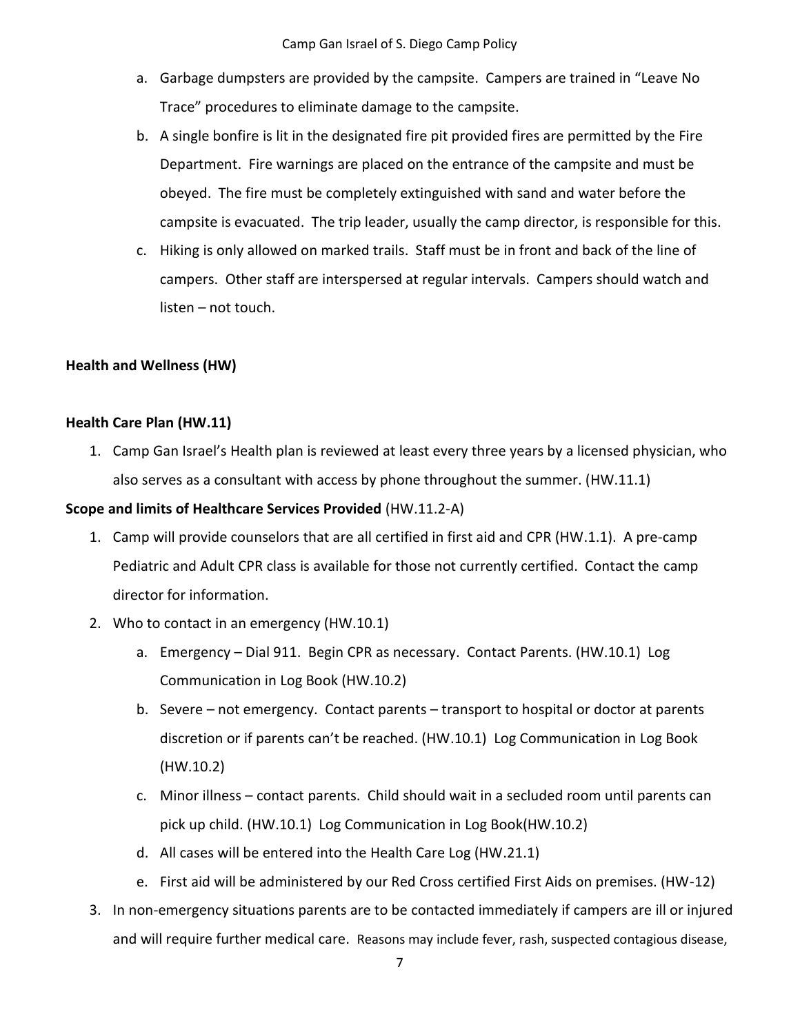a. Garbage dumpsters are provided by the campsite. Campers are trained in "Leave No Trace" procedures to eliminate damage to the campsite.
b. A single bonfire is lit in the designated fire pit provided fires are permitted by the Fire Department. Fire warnings are placed on the entrance of the campsite and must be obeyed. The fire must be completely extinguished with sand and water before the campsite is evacuated. The trip leader, usually the camp director, is responsible for this.
c. Hiking is only allowed on marked trails. Staff must be in front and back of the line of campers. Other staff are interspersed at regular intervals. Campers should watch and listen – not touch.

**Health and Wellness (HW)**

**Health Care Plan (HW.11)**

1. Camp Gan Israel's Health plan is reviewed at least every three years by a licensed physician, who also serves as a consultant with access by phone throughout the summer. (HW.11.1)

**Scope and limits of Healthcare Services Provided** (HW.11.2-A)

1. Camp will provide counselors that are all certified in first aid and CPR (HW.1.1). A pre-camp Pediatric and Adult CPR class is available for those not currently certified. Contact the camp director for information.
2. Who to contact in an emergency (HW.10.1)
   a. Emergency – Dial 911. Begin CPR as necessary. Contact Parents. (HW.10.1) Log Communication in Log Book (HW.10.2)
   b. Severe – not emergency. Contact parents – transport to hospital or doctor at parents discretion or if parents can't be reached. (HW.10.1) Log Communication in Log Book (HW.10.2)
   c. Minor illness – contact parents. Child should wait in a secluded room until parents can pick up child. (HW.10.1) Log Communication in Log Book(HW.10.2)
   d. All cases will be entered into the Health Care Log (HW.21.1)
   e. First aid will be administered by our Red Cross certified First Aids on premises. (HW-12)
3. In non-emergency situations parents are to be contacted immediately if campers are ill or injured and will require further medical care. Reasons may include fever, rash, suspected contagious disease,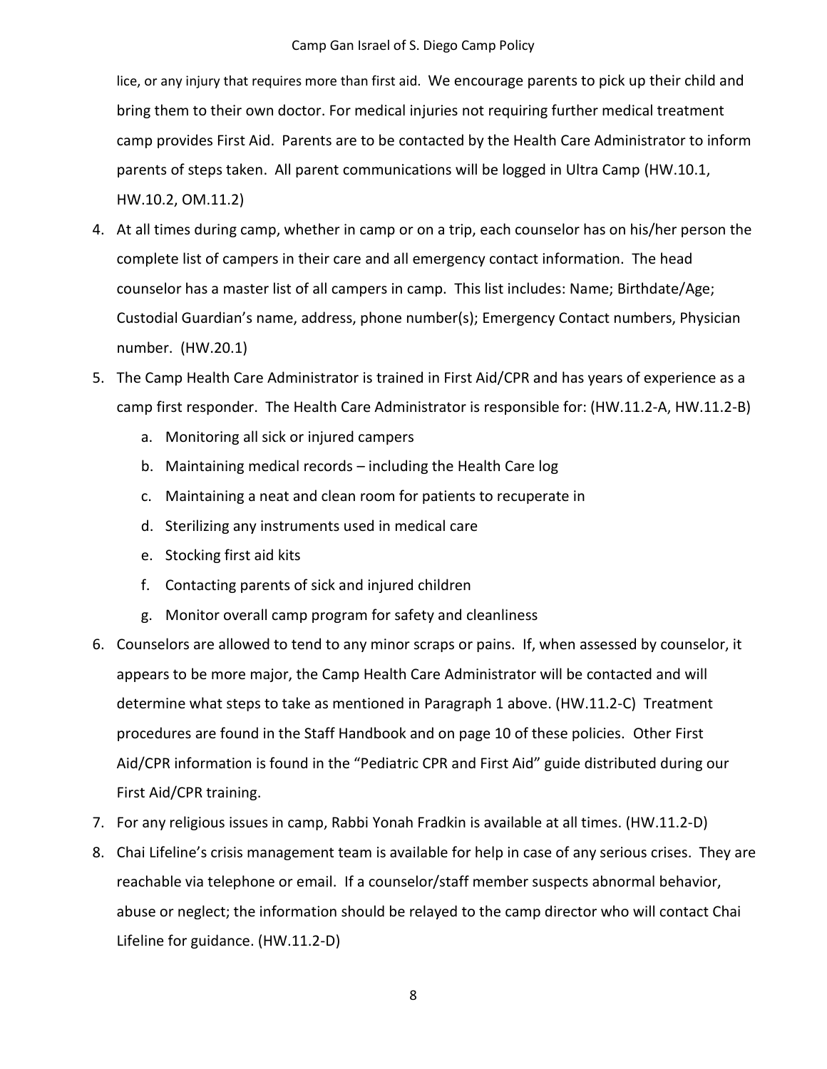lice, or any injury that requires more than first aid. We encourage parents to pick up their child and bring them to their own doctor. For medical injuries not requiring further medical treatment camp provides First Aid. Parents are to be contacted by the Health Care Administrator to inform parents of steps taken. All parent communications will be logged in Ultra Camp (HW.10.1, HW.10.2, OM.11.2)

4. At all times during camp, whether in camp or on a trip, each counselor has on his/her person the complete list of campers in their care and all emergency contact information. The head counselor has a master list of all campers in camp. This list includes: Name; Birthdate/Age; Custodial Guardian's name, address, phone number(s); Emergency Contact numbers, Physician number. (HW.20.1)
5. The Camp Health Care Administrator is trained in First Aid/CPR and has years of experience as a camp first responder. The Health Care Administrator is responsible for: (HW.11.2-A, HW.11.2-B)
   a. Monitoring all sick or injured campers
   b. Maintaining medical records – including the Health Care log
   c. Maintaining a neat and clean room for patients to recuperate in
   d. Sterilizing any instruments used in medical care
   e. Stocking first aid kits
   f. Contacting parents of sick and injured children
   g. Monitor overall camp program for safety and cleanliness
6. Counselors are allowed to tend to any minor scraps or pains. If, when assessed by counselor, it appears to be more major, the Camp Health Care Administrator will be contacted and will determine what steps to take as mentioned in Paragraph 1 above. (HW.11.2-C) Treatment procedures are found in the Staff Handbook and on page 10 of these policies. Other First Aid/CPR information is found in the "Pediatric CPR and First Aid" guide distributed during our First Aid/CPR training.
7. For any religious issues in camp, Rabbi Yonah Fradkin is available at all times. (HW.11.2-D)
8. Chai Lifeline's crisis management team is available for help in case of any serious crises. They are reachable via telephone or email. If a counselor/staff member suspects abnormal behavior, abuse or neglect; the information should be relayed to the camp director who will contact Chai Lifeline for guidance. (HW.11.2-D)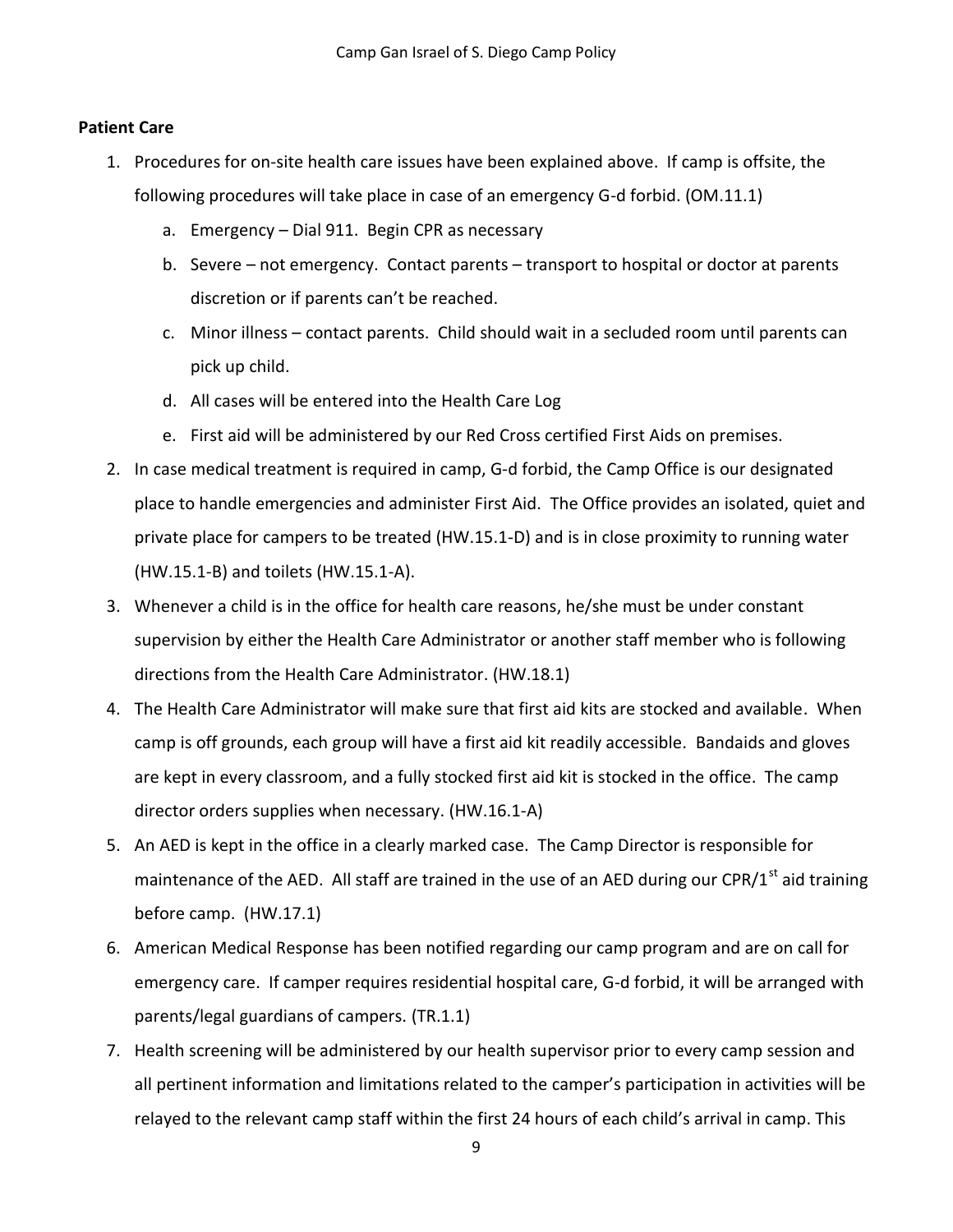**Patient Care**

1. Procedures for on-site health care issues have been explained above. If camp is offsite, the following procedures will take place in case of an emergency G-d forbid. (OM.11.1)
   a. Emergency – Dial 911. Begin CPR as necessary
   b. Severe – not emergency. Contact parents – transport to hospital or doctor at parents discretion or if parents can't be reached.
   c. Minor illness – contact parents. Child should wait in a secluded room until parents can pick up child.
   d. All cases will be entered into the Health Care Log
   e. First aid will be administered by our Red Cross certified First Aids on premises.
2. In case medical treatment is required in camp, G-d forbid, the Camp Office is our designated place to handle emergencies and administer First Aid. The Office provides an isolated, quiet and private place for campers to be treated (HW.15.1-D) and is in close proximity to running water (HW.15.1-B) and toilets (HW.15.1-A).
3. Whenever a child is in the office for health care reasons, he/she must be under constant supervision by either the Health Care Administrator or another staff member who is following directions from the Health Care Administrator. (HW.18.1)
4. The Health Care Administrator will make sure that first aid kits are stocked and available. When camp is off grounds, each group will have a first aid kit readily accessible. Bandaids and gloves are kept in every classroom, and a fully stocked first aid kit is stocked in the office. The camp director orders supplies when necessary. (HW.16.1-A)
5. An AED is kept in the office in a clearly marked case. The Camp Director is responsible for maintenance of the AED. All staff are trained in the use of an AED during our CPR/1st aid training before camp. (HW.17.1)
6. American Medical Response has been notified regarding our camp program and are on call for emergency care. If camper requires residential hospital care, G-d forbid, it will be arranged with parents/legal guardians of campers. (TR.1.1)
7. Health screening will be administered by our health supervisor prior to every camp session and all pertinent information and limitations related to the camper's participation in activities will be relayed to the relevant camp staff within the first 24 hours of each child's arrival in camp. This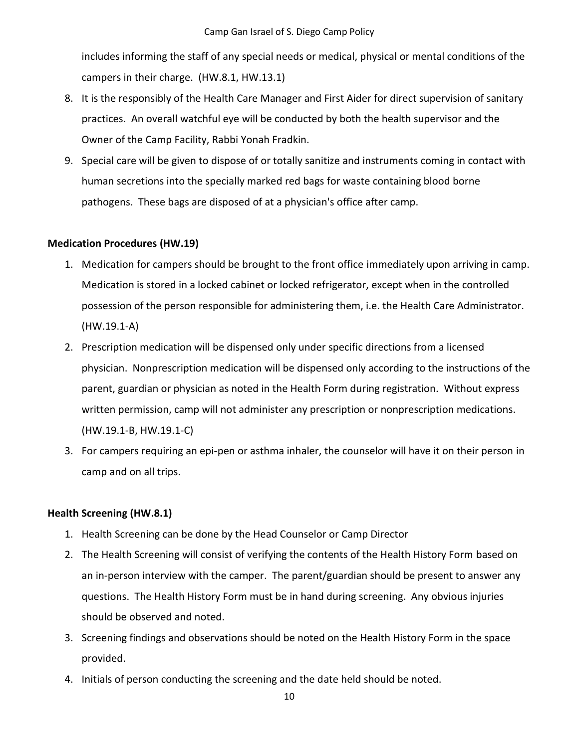includes informing the staff of any special needs or medical, physical or mental conditions of the campers in their charge. (HW.8.1, HW.13.1)

8. It is the responsibly of the Health Care Manager and First Aider for direct supervision of sanitary practices. An overall watchful eye will be conducted by both the health supervisor and the Owner of the Camp Facility, Rabbi Yonah Fradkin.
9. Special care will be given to dispose of or totally sanitize and instruments coming in contact with human secretions into the specially marked red bags for waste containing blood borne pathogens. These bags are disposed of at a physician's office after camp.

**Medication Procedures (HW.19)**

1. Medication for campers should be brought to the front office immediately upon arriving in camp. Medication is stored in a locked cabinet or locked refrigerator, except when in the controlled possession of the person responsible for administering them, i.e. the Health Care Administrator. (HW.19.1-A)
2. Prescription medication will be dispensed only under specific directions from a licensed physician. Nonprescription medication will be dispensed only according to the instructions of the parent, guardian or physician as noted in the Health Form during registration. Without express written permission, camp will not administer any prescription or nonprescription medications. (HW.19.1-B, HW.19.1-C)
3. For campers requiring an epi-pen or asthma inhaler, the counselor will have it on their person in camp and on all trips.

**Health Screening (HW.8.1)**

1. Health Screening can be done by the Head Counselor or Camp Director
2. The Health Screening will consist of verifying the contents of the Health History Form based on an in-person interview with the camper. The parent/guardian should be present to answer any questions. The Health History Form must be in hand during screening. Any obvious injuries should be observed and noted.
3. Screening findings and observations should be noted on the Health History Form in the space provided.
4. Initials of person conducting the screening and the date held should be noted.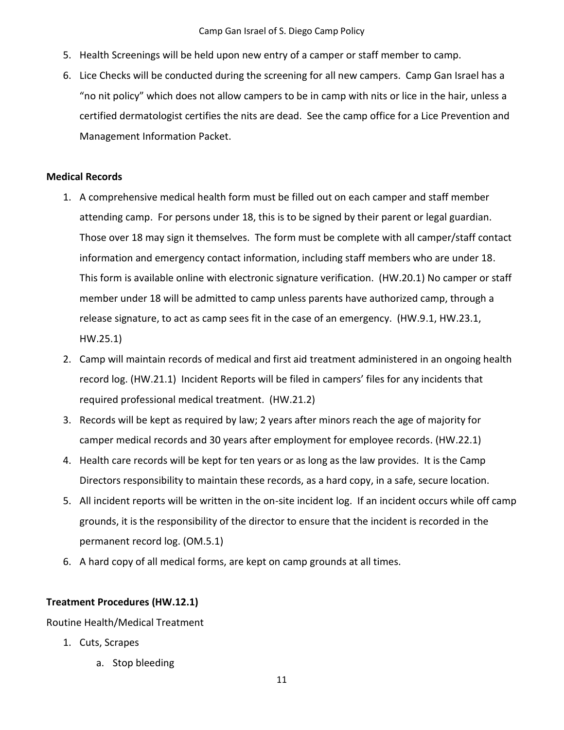5. Health Screenings will be held upon new entry of a camper or staff member to camp.
6. Lice Checks will be conducted during the screening for all new campers. Camp Gan Israel has a "no nit policy" which does not allow campers to be in camp with nits or lice in the hair, unless a certified dermatologist certifies the nits are dead. See the camp office for a Lice Prevention and Management Information Packet.

**Medical Records**

1. A comprehensive medical health form must be filled out on each camper and staff member attending camp. For persons under 18, this is to be signed by their parent or legal guardian. Those over 18 may sign it themselves. The form must be complete with all camper/staff contact information and emergency contact information, including staff members who are under 18. This form is available online with electronic signature verification. (HW.20.1) No camper or staff member under 18 will be admitted to camp unless parents have authorized camp, through a release signature, to act as camp sees fit in the case of an emergency. (HW.9.1, HW.23.1, HW.25.1)
2. Camp will maintain records of medical and first aid treatment administered in an ongoing health record log. (HW.21.1) Incident Reports will be filed in campers' files for any incidents that required professional medical treatment. (HW.21.2)
3. Records will be kept as required by law; 2 years after minors reach the age of majority for camper medical records and 30 years after employment for employee records. (HW.22.1)
4. Health care records will be kept for ten years or as long as the law provides. It is the Camp Directors responsibility to maintain these records, as a hard copy, in a safe, secure location.
5. All incident reports will be written in the on-site incident log. If an incident occurs while off camp grounds, it is the responsibility of the director to ensure that the incident is recorded in the permanent record log. (OM.5.1)
6. A hard copy of all medical forms, are kept on camp grounds at all times.

**Treatment Procedures (HW.12.1)**

Routine Health/Medical Treatment

1. Cuts, Scrapes
   a. Stop bleeding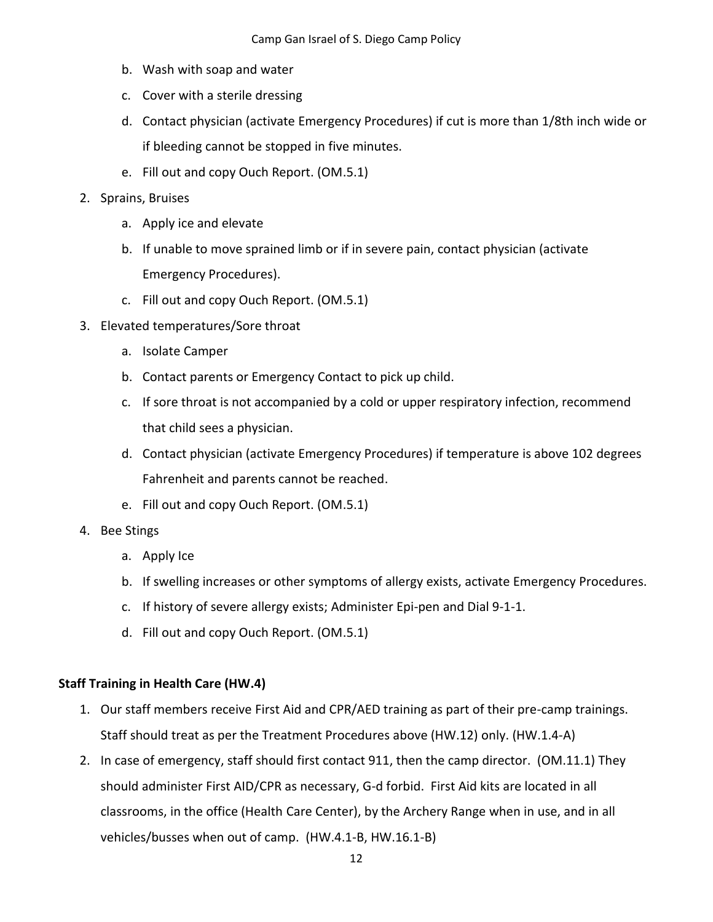b. Wash with soap and water
   c. Cover with a sterile dressing
   d. Contact physician (activate Emergency Procedures) if cut is more than 1/8th inch wide or if bleeding cannot be stopped in five minutes.
   e. Fill out and copy Ouch Report. (OM.5.1)
2. Sprains, Bruises
   a. Apply ice and elevate
   b. If unable to move sprained limb or if in severe pain, contact physician (activate Emergency Procedures).
   c. Fill out and copy Ouch Report. (OM.5.1)
3. Elevated temperatures/Sore throat
   a. Isolate Camper
   b. Contact parents or Emergency Contact to pick up child.
   c. If sore throat is not accompanied by a cold or upper respiratory infection, recommend that child sees a physician.
   d. Contact physician (activate Emergency Procedures) if temperature is above 102 degrees Fahrenheit and parents cannot be reached.
   e. Fill out and copy Ouch Report. (OM.5.1)
4. Bee Stings
   a. Apply Ice
   b. If swelling increases or other symptoms of allergy exists, activate Emergency Procedures.
   c. If history of severe allergy exists; Administer Epi-pen and Dial 9-1-1.
   d. Fill out and copy Ouch Report. (OM.5.1)

**Staff Training in Health Care (HW.4)**

1. Our staff members receive First Aid and CPR/AED training as part of their pre-camp trainings. Staff should treat as per the Treatment Procedures above (HW.12) only. (HW.1.4-A)
2. In case of emergency, staff should first contact 911, then the camp director. (OM.11.1) They should administer First AID/CPR as necessary, G-d forbid. First Aid kits are located in all classrooms, in the office (Health Care Center), by the Archery Range when in use, and in all vehicles/busses when out of camp. (HW.4.1-B, HW.16.1-B)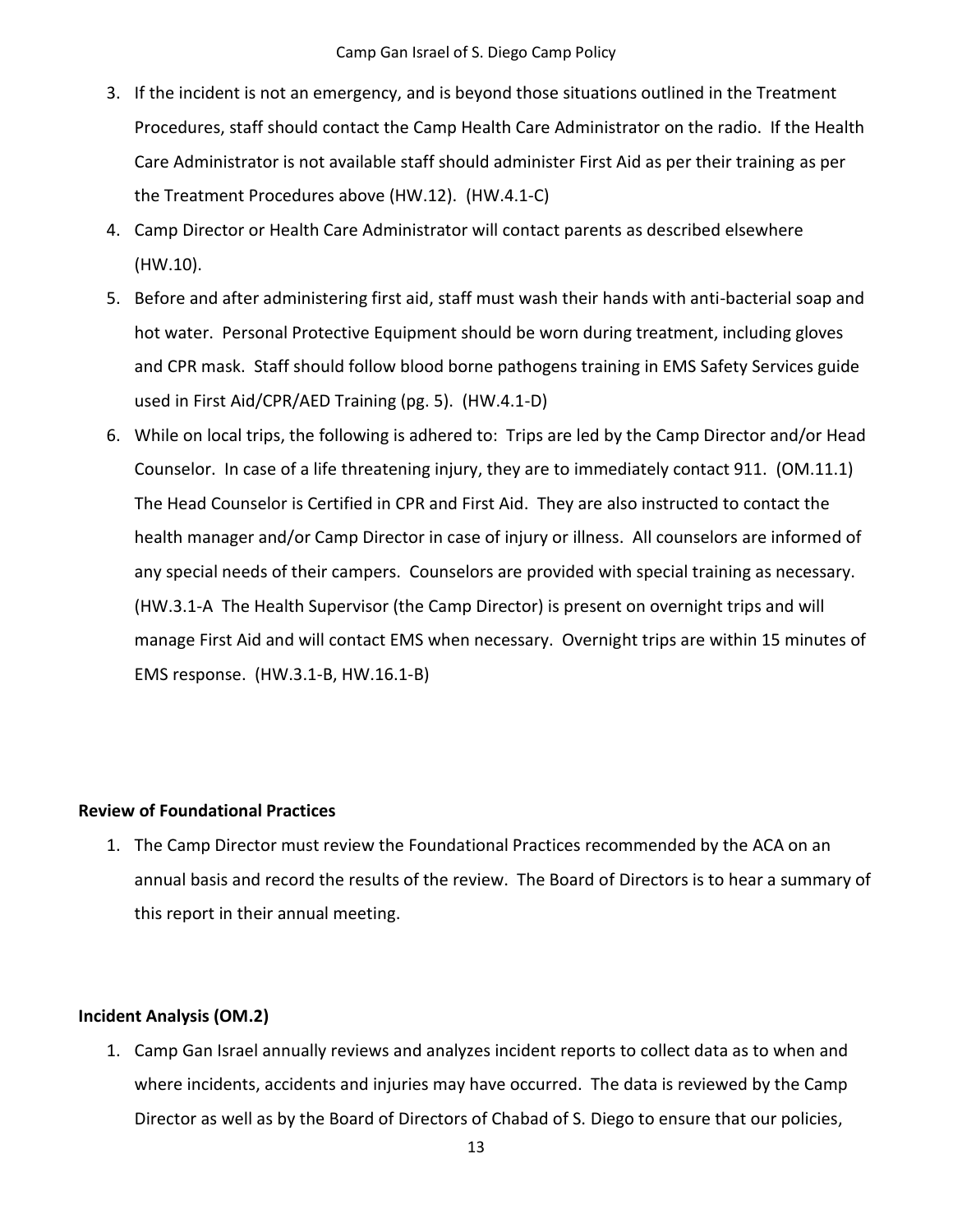3. If the incident is not an emergency, and is beyond those situations outlined in the Treatment Procedures, staff should contact the Camp Health Care Administrator on the radio. If the Health Care Administrator is not available staff should administer First Aid as per their training as per the Treatment Procedures above (HW.12). (HW.4.1-C)
4. Camp Director or Health Care Administrator will contact parents as described elsewhere (HW.10).
5. Before and after administering first aid, staff must wash their hands with anti-bacterial soap and hot water. Personal Protective Equipment should be worn during treatment, including gloves and CPR mask. Staff should follow blood borne pathogens training in EMS Safety Services guide used in First Aid/CPR/AED Training (pg. 5). (HW.4.1-D)
6. While on local trips, the following is adhered to: Trips are led by the Camp Director and/or Head Counselor. In case of a life threatening injury, they are to immediately contact 911. (OM.11.1) The Head Counselor is Certified in CPR and First Aid. They are also instructed to contact the health manager and/or Camp Director in case of injury or illness. All counselors are informed of any special needs of their campers. Counselors are provided with special training as necessary. (HW.3.1-A The Health Supervisor (the Camp Director) is present on overnight trips and will manage First Aid and will contact EMS when necessary. Overnight trips are within 15 minutes of EMS response. (HW.3.1-B, HW.16.1-B)

**Review of Foundational Practices**

1. The Camp Director must review the Foundational Practices recommended by the ACA on an annual basis and record the results of the review. The Board of Directors is to hear a summary of this report in their annual meeting.

**Incident Analysis (OM.2)**

1. Camp Gan Israel annually reviews and analyzes incident reports to collect data as to when and where incidents, accidents and injuries may have occurred. The data is reviewed by the Camp Director as well as by the Board of Directors of Chabad of S. Diego to ensure that our policies,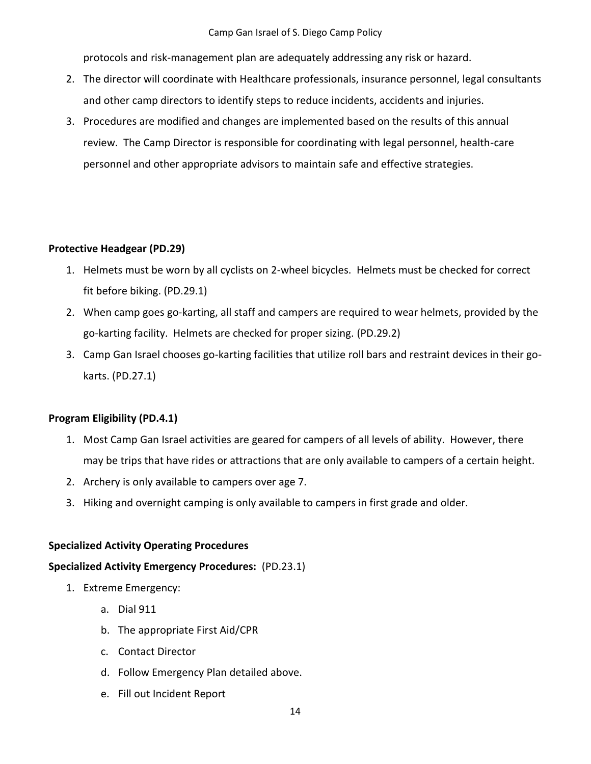protocols and risk-management plan are adequately addressing any risk or hazard.

2. The director will coordinate with Healthcare professionals, insurance personnel, legal consultants and other camp directors to identify steps to reduce incidents, accidents and injuries.
3. Procedures are modified and changes are implemented based on the results of this annual review. The Camp Director is responsible for coordinating with legal personnel, health-care personnel and other appropriate advisors to maintain safe and effective strategies.

**Protective Headgear (PD.29)**

1. Helmets must be worn by all cyclists on 2-wheel bicycles. Helmets must be checked for correct fit before biking. (PD.29.1)
2. When camp goes go-karting, all staff and campers are required to wear helmets, provided by the go-karting facility. Helmets are checked for proper sizing. (PD.29.2)
3. Camp Gan Israel chooses go-karting facilities that utilize roll bars and restraint devices in their go-karts. (PD.27.1)

**Program Eligibility (PD.4.1)**

1. Most Camp Gan Israel activities are geared for campers of all levels of ability. However, there may be trips that have rides or attractions that are only available to campers of a certain height.
2. Archery is only available to campers over age 7.
3. Hiking and overnight camping is only available to campers in first grade and older.

**Specialized Activity Operating Procedures**

**Specialized Activity Emergency Procedures:** (PD.23.1)

1. Extreme Emergency:
   a. Dial 911
   b. The appropriate First Aid/CPR
   c. Contact Director
   d. Follow Emergency Plan detailed above.
   e. Fill out Incident Report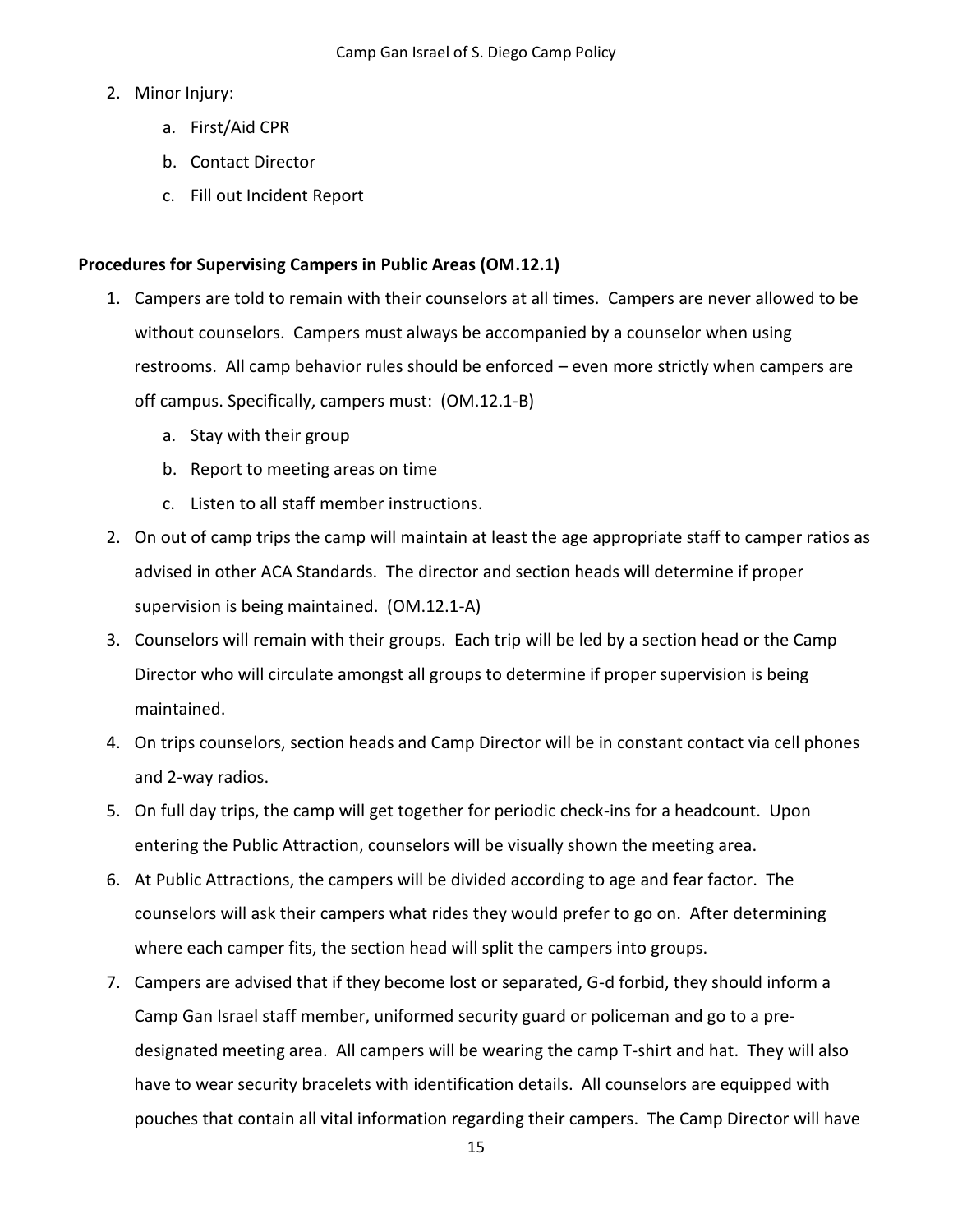2. Minor Injury:
    a. First/Aid CPR
    b. Contact Director
    c. Fill out Incident Report

**Procedures for Supervising Campers in Public Areas (OM.12.1)**

1. Campers are told to remain with their counselors at all times. Campers are never allowed to be without counselors. Campers must always be accompanied by a counselor when using restrooms. All camp behavior rules should be enforced – even more strictly when campers are off campus. Specifically, campers must: (OM.12.1-B)
    a. Stay with their group
    b. Report to meeting areas on time
    c. Listen to all staff member instructions.
2. On out of camp trips the camp will maintain at least the age appropriate staff to camper ratios as advised in other ACA Standards. The director and section heads will determine if proper supervision is being maintained. (OM.12.1-A)
3. Counselors will remain with their groups. Each trip will be led by a section head or the Camp Director who will circulate amongst all groups to determine if proper supervision is being maintained.
4. On trips counselors, section heads and Camp Director will be in constant contact via cell phones and 2-way radios.
5. On full day trips, the camp will get together for periodic check-ins for a headcount. Upon entering the Public Attraction, counselors will be visually shown the meeting area.
6. At Public Attractions, the campers will be divided according to age and fear factor. The counselors will ask their campers what rides they would prefer to go on. After determining where each camper fits, the section head will split the campers into groups.
7. Campers are advised that if they become lost or separated, G-d forbid, they should inform a Camp Gan Israel staff member, uniformed security guard or policeman and go to a pre-designated meeting area. All campers will be wearing the camp T-shirt and hat. They will also have to wear security bracelets with identification details. All counselors are equipped with pouches that contain all vital information regarding their campers. The Camp Director will have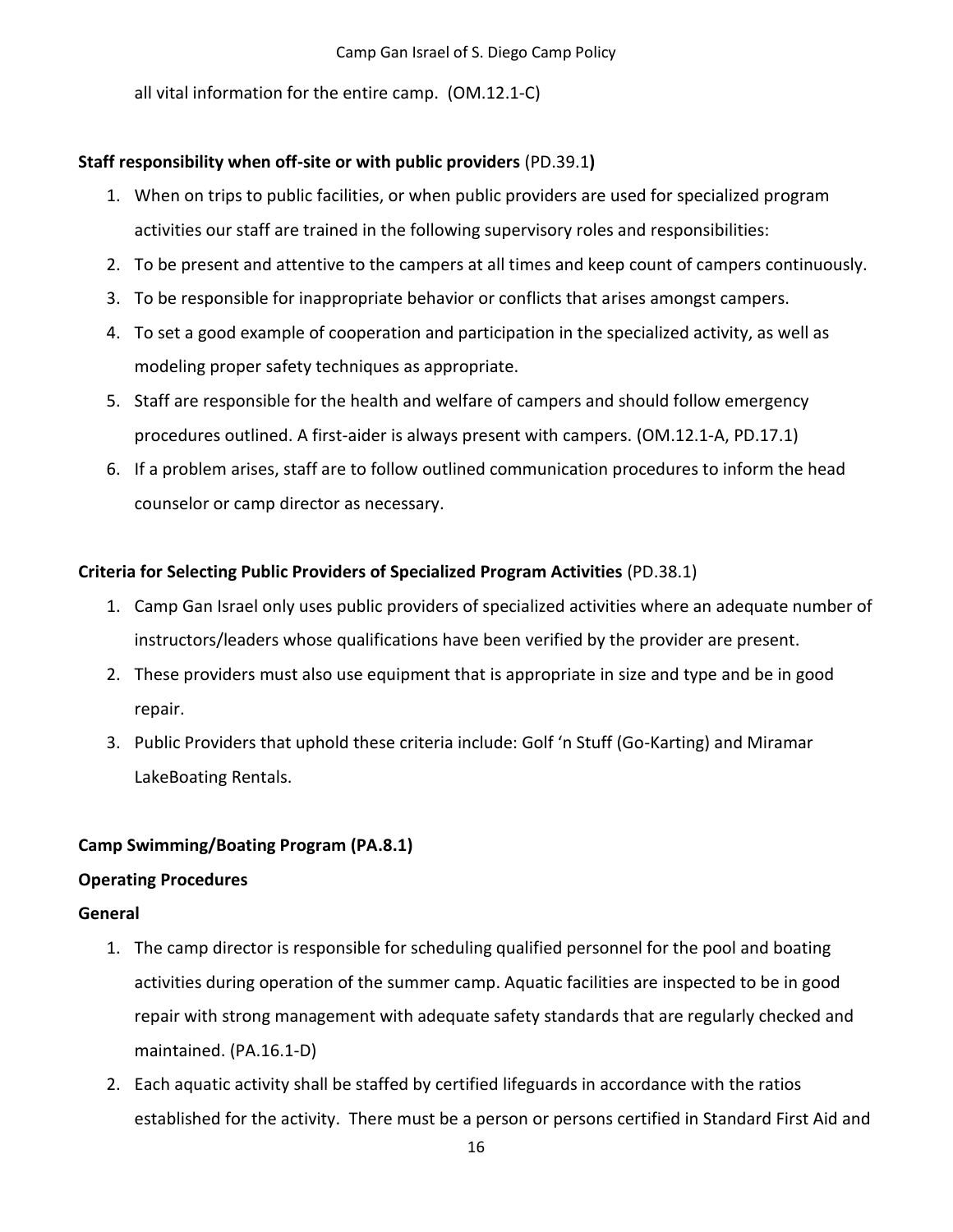all vital information for the entire camp. (OM.12.1-C)

**Staff responsibility when off-site or with public providers** (PD.39.1**)**

1. When on trips to public facilities, or when public providers are used for specialized program activities our staff are trained in the following supervisory roles and responsibilities:
2. To be present and attentive to the campers at all times and keep count of campers continuously.
3. To be responsible for inappropriate behavior or conflicts that arises amongst campers.
4. To set a good example of cooperation and participation in the specialized activity, as well as modeling proper safety techniques as appropriate.
5. Staff are responsible for the health and welfare of campers and should follow emergency procedures outlined. A first-aider is always present with campers. (OM.12.1-A, PD.17.1)
6. If a problem arises, staff are to follow outlined communication procedures to inform the head counselor or camp director as necessary.

**Criteria for Selecting Public Providers of Specialized Program Activities** (PD.38.1)

1. Camp Gan Israel only uses public providers of specialized activities where an adequate number of instructors/leaders whose qualifications have been verified by the provider are present.
2. These providers must also use equipment that is appropriate in size and type and be in good repair.
3. Public Providers that uphold these criteria include: Golf 'n Stuff (Go-Karting) and Miramar LakeBoating Rentals.

**Camp Swimming/Boating Program (PA.8.1)**

**Operating Procedures**

**General**

1. The camp director is responsible for scheduling qualified personnel for the pool and boating activities during operation of the summer camp. Aquatic facilities are inspected to be in good repair with strong management with adequate safety standards that are regularly checked and maintained. (PA.16.1-D)
2. Each aquatic activity shall be staffed by certified lifeguards in accordance with the ratios established for the activity. There must be a person or persons certified in Standard First Aid and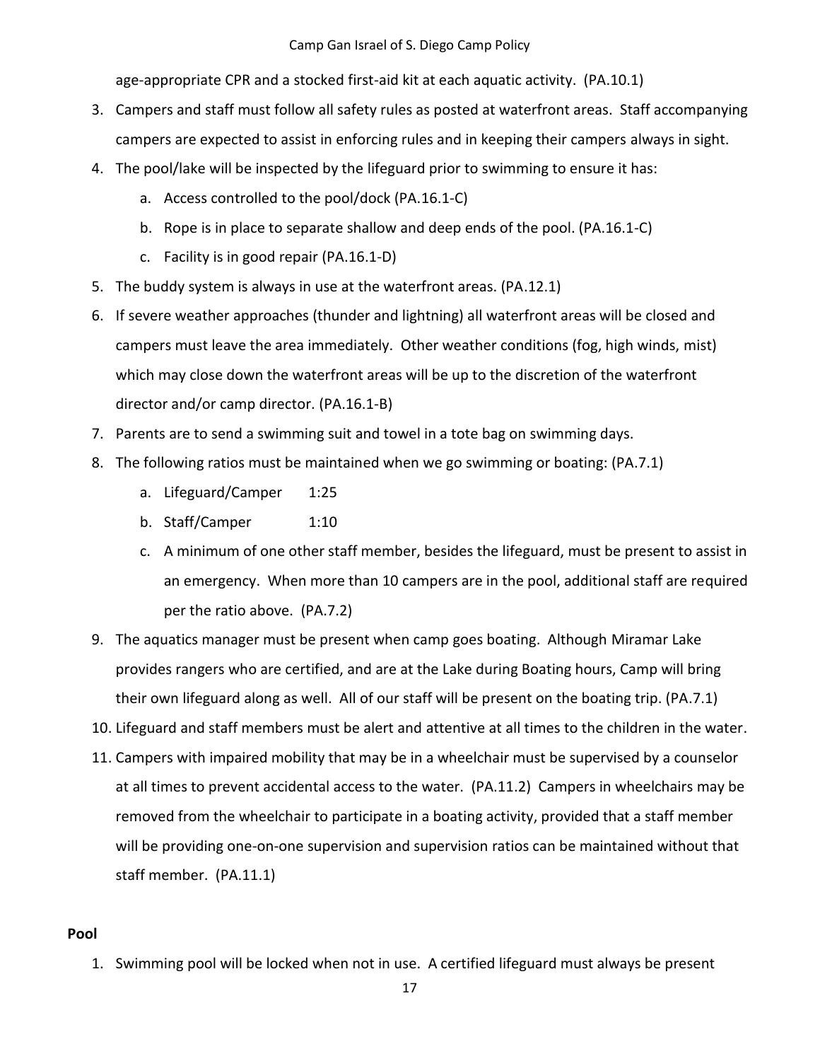age-appropriate CPR and a stocked first-aid kit at each aquatic activity. (PA.10.1)

3. Campers and staff must follow all safety rules as posted at waterfront areas. Staff accompanying campers are expected to assist in enforcing rules and in keeping their campers always in sight.
4. The pool/lake will be inspected by the lifeguard prior to swimming to ensure it has:
   a. Access controlled to the pool/dock (PA.16.1-C)
   b. Rope is in place to separate shallow and deep ends of the pool. (PA.16.1-C)
   c. Facility is in good repair (PA.16.1-D)
5. The buddy system is always in use at the waterfront areas. (PA.12.1)
6. If severe weather approaches (thunder and lightning) all waterfront areas will be closed and campers must leave the area immediately. Other weather conditions (fog, high winds, mist) which may close down the waterfront areas will be up to the discretion of the waterfront director and/or camp director. (PA.16.1-B)
7. Parents are to send a swimming suit and towel in a tote bag on swimming days.
8. The following ratios must be maintained when we go swimming or boating: (PA.7.1)
   a. Lifeguard/Camper 1:25
   b. Staff/Camper 1:10
   c. A minimum of one other staff member, besides the lifeguard, must be present to assist in an emergency. When more than 10 campers are in the pool, additional staff are required per the ratio above. (PA.7.2)
9. The aquatics manager must be present when camp goes boating. Although Miramar Lake provides rangers who are certified, and are at the Lake during Boating hours, Camp will bring their own lifeguard along as well. All of our staff will be present on the boating trip. (PA.7.1)
10. Lifeguard and staff members must be alert and attentive at all times to the children in the water.
11. Campers with impaired mobility that may be in a wheelchair must be supervised by a counselor at all times to prevent accidental access to the water. (PA.11.2) Campers in wheelchairs may be removed from the wheelchair to participate in a boating activity, provided that a staff member will be providing one-on-one supervision and supervision ratios can be maintained without that staff member. (PA.11.1)

**Pool**

1. Swimming pool will be locked when not in use. A certified lifeguard must always be present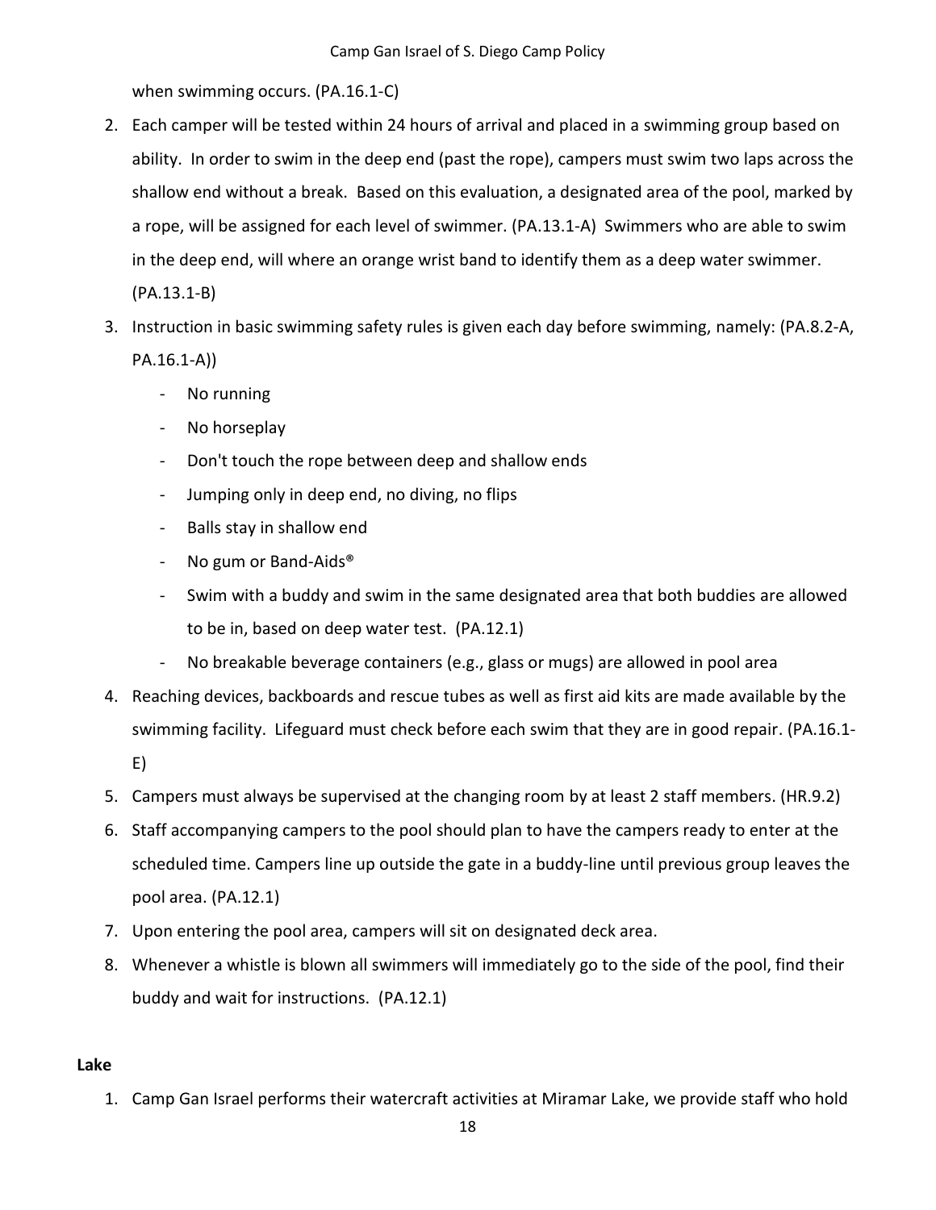when swimming occurs. (PA.16.1-C)

2. Each camper will be tested within 24 hours of arrival and placed in a swimming group based on ability. In order to swim in the deep end (past the rope), campers must swim two laps across the shallow end without a break. Based on this evaluation, a designated area of the pool, marked by a rope, will be assigned for each level of swimmer. (PA.13.1-A) Swimmers who are able to swim in the deep end, will where an orange wrist band to identify them as a deep water swimmer. (PA.13.1-B)
3. Instruction in basic swimming safety rules is given each day before swimming, namely: (PA.8.2-A, PA.16.1-A))
    - No running
    - No horseplay
    - Don't touch the rope between deep and shallow ends
    - Jumping only in deep end, no diving, no flips
    - Balls stay in shallow end
    - No gum or Band-Aids®
    - Swim with a buddy and swim in the same designated area that both buddies are allowed to be in, based on deep water test. (PA.12.1)
    - No breakable beverage containers (e.g., glass or mugs) are allowed in pool area
4. Reaching devices, backboards and rescue tubes as well as first aid kits are made available by the swimming facility. Lifeguard must check before each swim that they are in good repair. (PA.16.1-E)
5. Campers must always be supervised at the changing room by at least 2 staff members. (HR.9.2)
6. Staff accompanying campers to the pool should plan to have the campers ready to enter at the scheduled time. Campers line up outside the gate in a buddy-line until previous group leaves the pool area. (PA.12.1)
7. Upon entering the pool area, campers will sit on designated deck area.
8. Whenever a whistle is blown all swimmers will immediately go to the side of the pool, find their buddy and wait for instructions. (PA.12.1)

**Lake**

1. Camp Gan Israel performs their watercraft activities at Miramar Lake, we provide staff who hold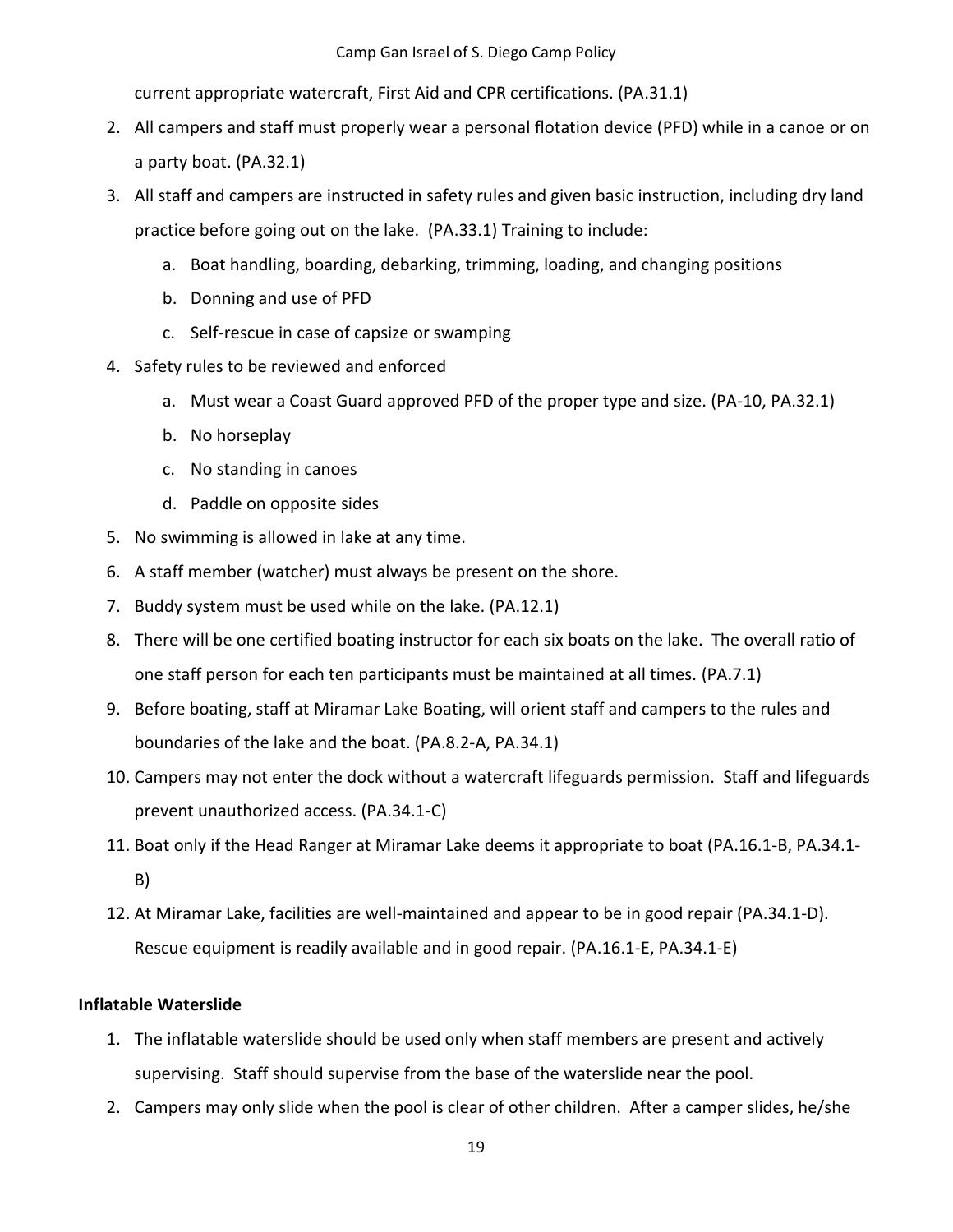current appropriate watercraft, First Aid and CPR certifications. (PA.31.1)

2. All campers and staff must properly wear a personal flotation device (PFD) while in a canoe or on a party boat. (PA.32.1)
3. All staff and campers are instructed in safety rules and given basic instruction, including dry land practice before going out on the lake. (PA.33.1) Training to include:
   a. Boat handling, boarding, debarking, trimming, loading, and changing positions
   b. Donning and use of PFD
   c. Self-rescue in case of capsize or swamping
4. Safety rules to be reviewed and enforced
   a. Must wear a Coast Guard approved PFD of the proper type and size. (PA-10, PA.32.1)
   b. No horseplay
   c. No standing in canoes
   d. Paddle on opposite sides
5. No swimming is allowed in lake at any time.
6. A staff member (watcher) must always be present on the shore.
7. Buddy system must be used while on the lake. (PA.12.1)
8. There will be one certified boating instructor for each six boats on the lake. The overall ratio of one staff person for each ten participants must be maintained at all times. (PA.7.1)
9. Before boating, staff at Miramar Lake Boating, will orient staff and campers to the rules and boundaries of the lake and the boat. (PA.8.2-A, PA.34.1)
10. Campers may not enter the dock without a watercraft lifeguards permission. Staff and lifeguards prevent unauthorized access. (PA.34.1-C)
11. Boat only if the Head Ranger at Miramar Lake deems it appropriate to boat (PA.16.1-B, PA.34.1-B)
12. At Miramar Lake, facilities are well-maintained and appear to be in good repair (PA.34.1-D). Rescue equipment is readily available and in good repair. (PA.16.1-E, PA.34.1-E)

**Inflatable Waterslide**

1. The inflatable waterslide should be used only when staff members are present and actively supervising. Staff should supervise from the base of the waterslide near the pool.
2. Campers may only slide when the pool is clear of other children. After a camper slides, he/she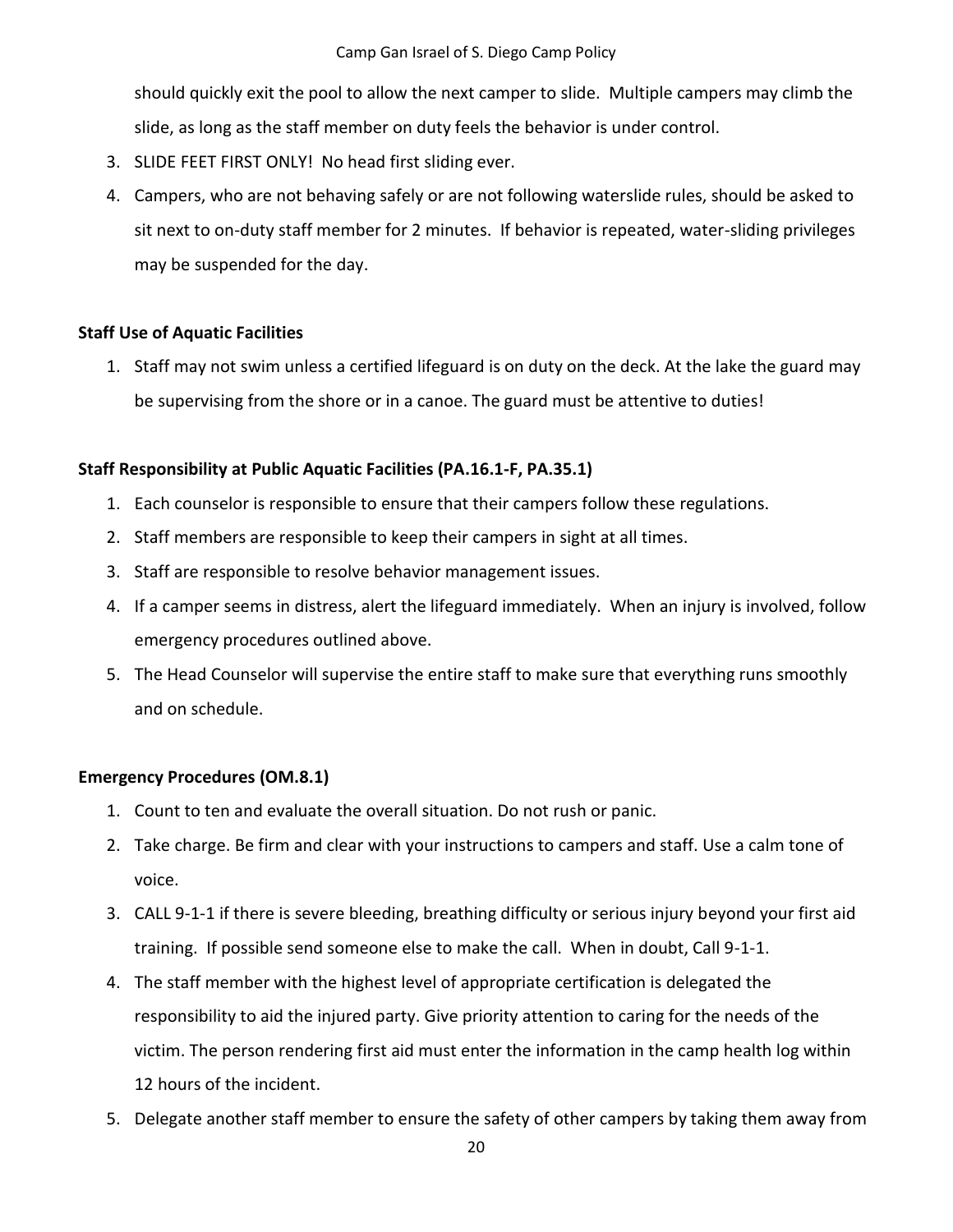should quickly exit the pool to allow the next camper to slide. Multiple campers may climb the slide, as long as the staff member on duty feels the behavior is under control.

3. SLIDE FEET FIRST ONLY! No head first sliding ever.
4. Campers, who are not behaving safely or are not following waterslide rules, should be asked to sit next to on-duty staff member for 2 minutes. If behavior is repeated, water-sliding privileges may be suspended for the day.

**Staff Use of Aquatic Facilities**

1. Staff may not swim unless a certified lifeguard is on duty on the deck. At the lake the guard may be supervising from the shore or in a canoe. The guard must be attentive to duties!

**Staff Responsibility at Public Aquatic Facilities (PA.16.1-F, PA.35.1)**

1. Each counselor is responsible to ensure that their campers follow these regulations.
2. Staff members are responsible to keep their campers in sight at all times.
3. Staff are responsible to resolve behavior management issues.
4. If a camper seems in distress, alert the lifeguard immediately. When an injury is involved, follow emergency procedures outlined above.
5. The Head Counselor will supervise the entire staff to make sure that everything runs smoothly and on schedule.

**Emergency Procedures (OM.8.1)**

1. Count to ten and evaluate the overall situation. Do not rush or panic.
2. Take charge. Be firm and clear with your instructions to campers and staff. Use a calm tone of voice.
3. CALL 9-1-1 if there is severe bleeding, breathing difficulty or serious injury beyond your first aid training. If possible send someone else to make the call. When in doubt, Call 9-1-1.
4. The staff member with the highest level of appropriate certification is delegated the responsibility to aid the injured party. Give priority attention to caring for the needs of the victim. The person rendering first aid must enter the information in the camp health log within 12 hours of the incident.
5. Delegate another staff member to ensure the safety of other campers by taking them away from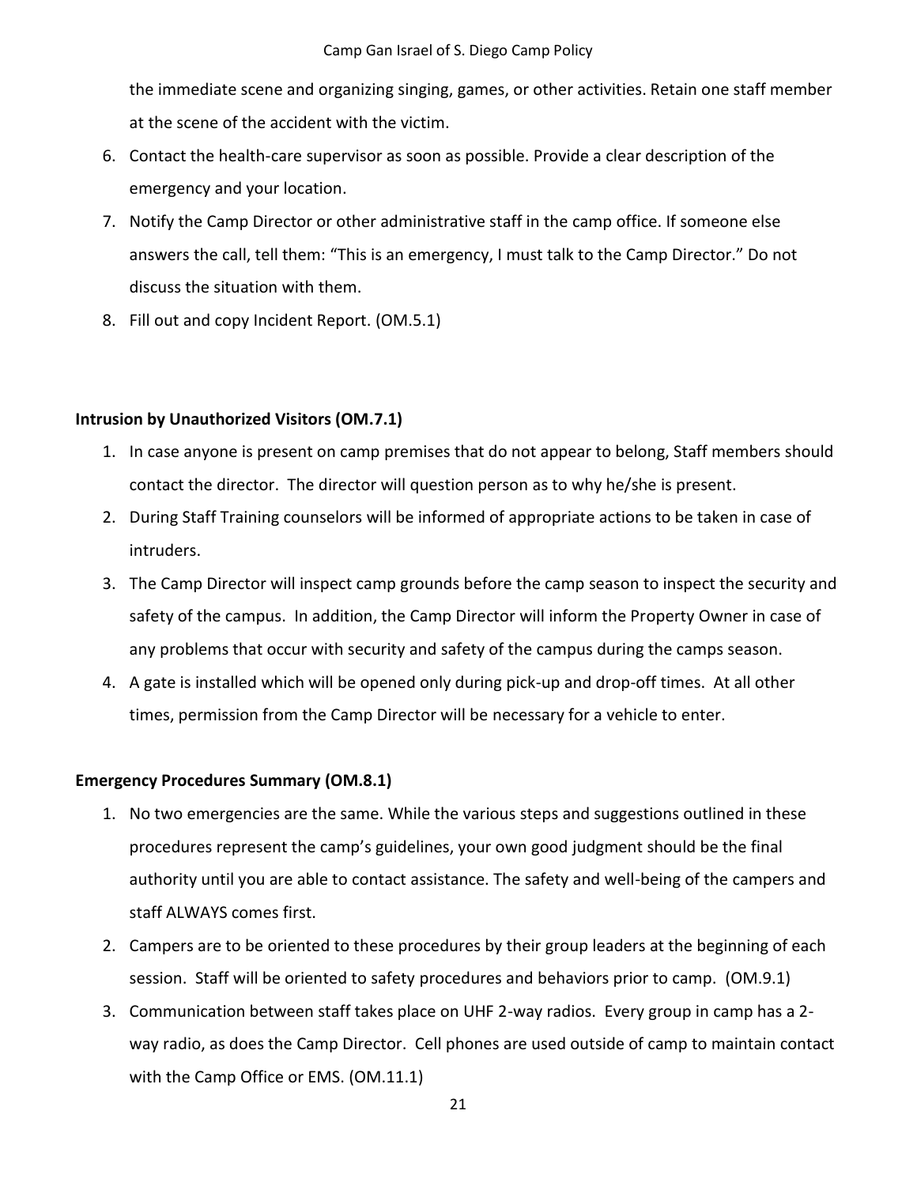the immediate scene and organizing singing, games, or other activities. Retain one staff member at the scene of the accident with the victim.

6. Contact the health-care supervisor as soon as possible. Provide a clear description of the emergency and your location.
7. Notify the Camp Director or other administrative staff in the camp office. If someone else answers the call, tell them: "This is an emergency, I must talk to the Camp Director." Do not discuss the situation with them.
8. Fill out and copy Incident Report. (OM.5.1)

**Intrusion by Unauthorized Visitors (OM.7.1)**

1. In case anyone is present on camp premises that do not appear to belong, Staff members should contact the director. The director will question person as to why he/she is present.
2. During Staff Training counselors will be informed of appropriate actions to be taken in case of intruders.
3. The Camp Director will inspect camp grounds before the camp season to inspect the security and safety of the campus. In addition, the Camp Director will inform the Property Owner in case of any problems that occur with security and safety of the campus during the camps season.
4. A gate is installed which will be opened only during pick-up and drop-off times. At all other times, permission from the Camp Director will be necessary for a vehicle to enter.

**Emergency Procedures Summary (OM.8.1)**

1. No two emergencies are the same. While the various steps and suggestions outlined in these procedures represent the camp's guidelines, your own good judgment should be the final authority until you are able to contact assistance. The safety and well-being of the campers and staff ALWAYS comes first.
2. Campers are to be oriented to these procedures by their group leaders at the beginning of each session. Staff will be oriented to safety procedures and behaviors prior to camp. (OM.9.1)
3. Communication between staff takes place on UHF 2-way radios. Every group in camp has a 2-way radio, as does the Camp Director. Cell phones are used outside of camp to maintain contact with the Camp Office or EMS. (OM.11.1)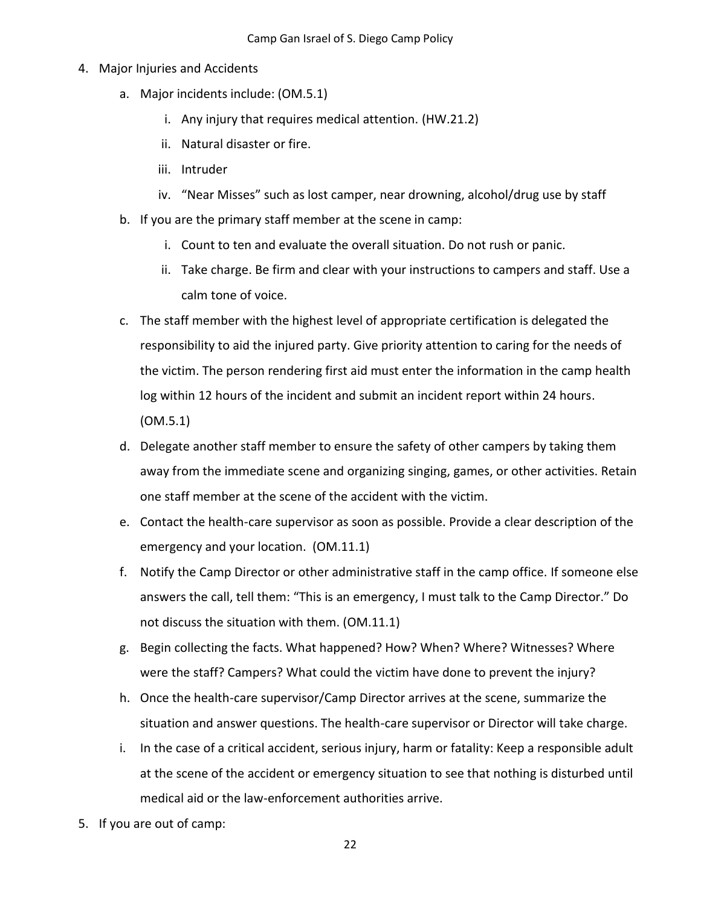4. Major Injuries and Accidents
    a. Major incidents include: (OM.5.1)
        i. Any injury that requires medical attention. (HW.21.2)
        ii. Natural disaster or fire.
        iii. Intruder
        iv. "Near Misses" such as lost camper, near drowning, alcohol/drug use by staff
    b. If you are the primary staff member at the scene in camp:
        i. Count to ten and evaluate the overall situation. Do not rush or panic.
        ii. Take charge. Be firm and clear with your instructions to campers and staff. Use a calm tone of voice.
    c. The staff member with the highest level of appropriate certification is delegated the responsibility to aid the injured party. Give priority attention to caring for the needs of the victim. The person rendering first aid must enter the information in the camp health log within 12 hours of the incident and submit an incident report within 24 hours. (OM.5.1)
    d. Delegate another staff member to ensure the safety of other campers by taking them away from the immediate scene and organizing singing, games, or other activities. Retain one staff member at the scene of the accident with the victim.
    e. Contact the health-care supervisor as soon as possible. Provide a clear description of the emergency and your location. (OM.11.1)
    f. Notify the Camp Director or other administrative staff in the camp office. If someone else answers the call, tell them: "This is an emergency, I must talk to the Camp Director." Do not discuss the situation with them. (OM.11.1)
    g. Begin collecting the facts. What happened? How? When? Where? Witnesses? Where were the staff? Campers? What could the victim have done to prevent the injury?
    h. Once the health-care supervisor/Camp Director arrives at the scene, summarize the situation and answer questions. The health-care supervisor or Director will take charge.
    i. In the case of a critical accident, serious injury, harm or fatality: Keep a responsible adult at the scene of the accident or emergency situation to see that nothing is disturbed until medical aid or the law-enforcement authorities arrive.
5. If you are out of camp: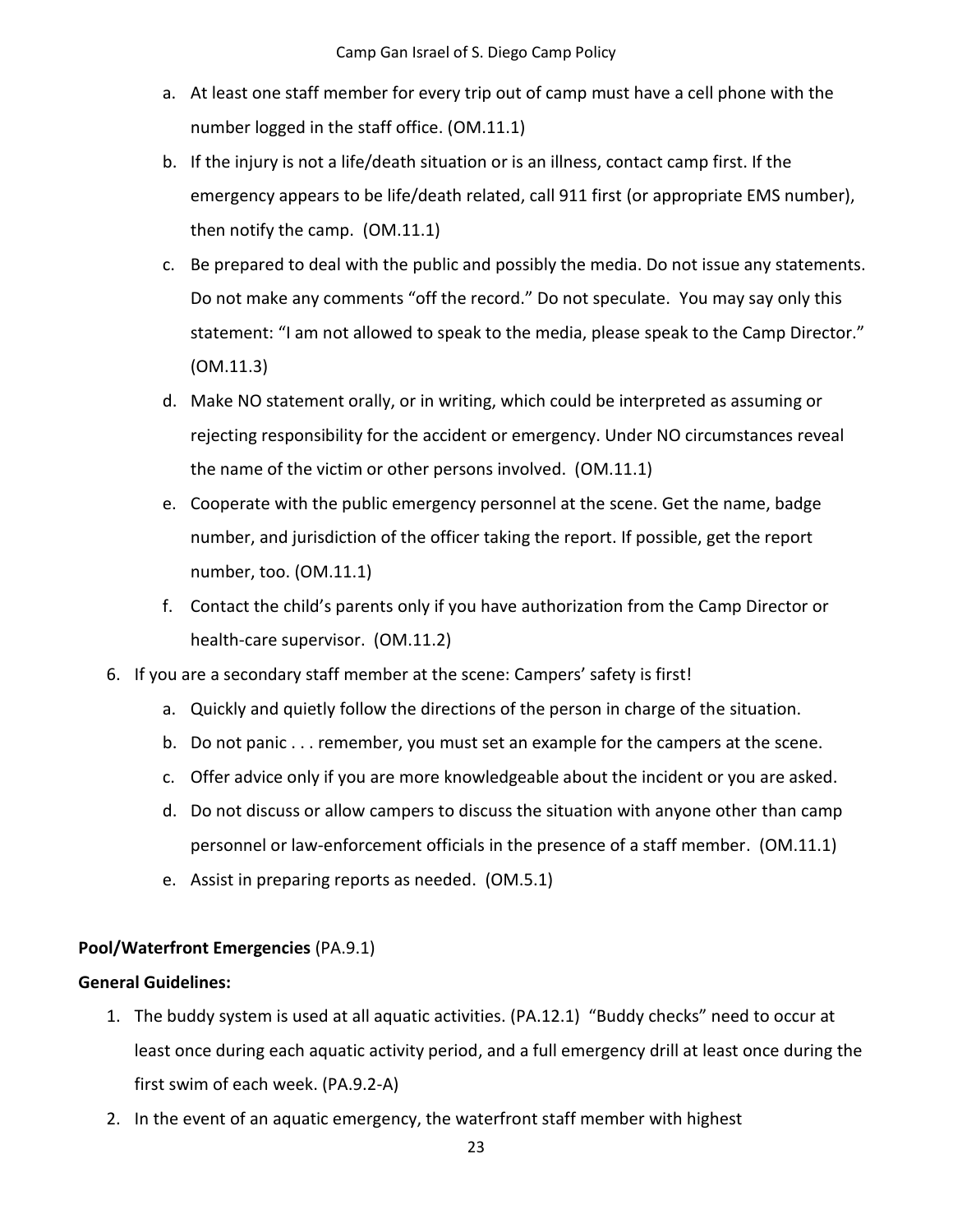a. At least one staff member for every trip out of camp must have a cell phone with the number logged in the staff office. (OM.11.1)
   b. If the injury is not a life/death situation or is an illness, contact camp first. If the emergency appears to be life/death related, call 911 first (or appropriate EMS number), then notify the camp. (OM.11.1)
   c. Be prepared to deal with the public and possibly the media. Do not issue any statements. Do not make any comments "off the record." Do not speculate. You may say only this statement: "I am not allowed to speak to the media, please speak to the Camp Director." (OM.11.3)
   d. Make NO statement orally, or in writing, which could be interpreted as assuming or rejecting responsibility for the accident or emergency. Under NO circumstances reveal the name of the victim or other persons involved. (OM.11.1)
   e. Cooperate with the public emergency personnel at the scene. Get the name, badge number, and jurisdiction of the officer taking the report. If possible, get the report number, too. (OM.11.1)
   f. Contact the child's parents only if you have authorization from the Camp Director or health-care supervisor. (OM.11.2)
6. If you are a secondary staff member at the scene: Campers' safety is first!
   a. Quickly and quietly follow the directions of the person in charge of the situation.
   b. Do not panic . . . remember, you must set an example for the campers at the scene.
   c. Offer advice only if you are more knowledgeable about the incident or you are asked.
   d. Do not discuss or allow campers to discuss the situation with anyone other than camp personnel or law-enforcement officials in the presence of a staff member. (OM.11.1)
   e. Assist in preparing reports as needed. (OM.5.1)

**Pool/Waterfront Emergencies** (PA.9.1)

**General Guidelines:**

1. The buddy system is used at all aquatic activities. (PA.12.1) "Buddy checks" need to occur at least once during each aquatic activity period, and a full emergency drill at least once during the first swim of each week. (PA.9.2-A)
2. In the event of an aquatic emergency, the waterfront staff member with highest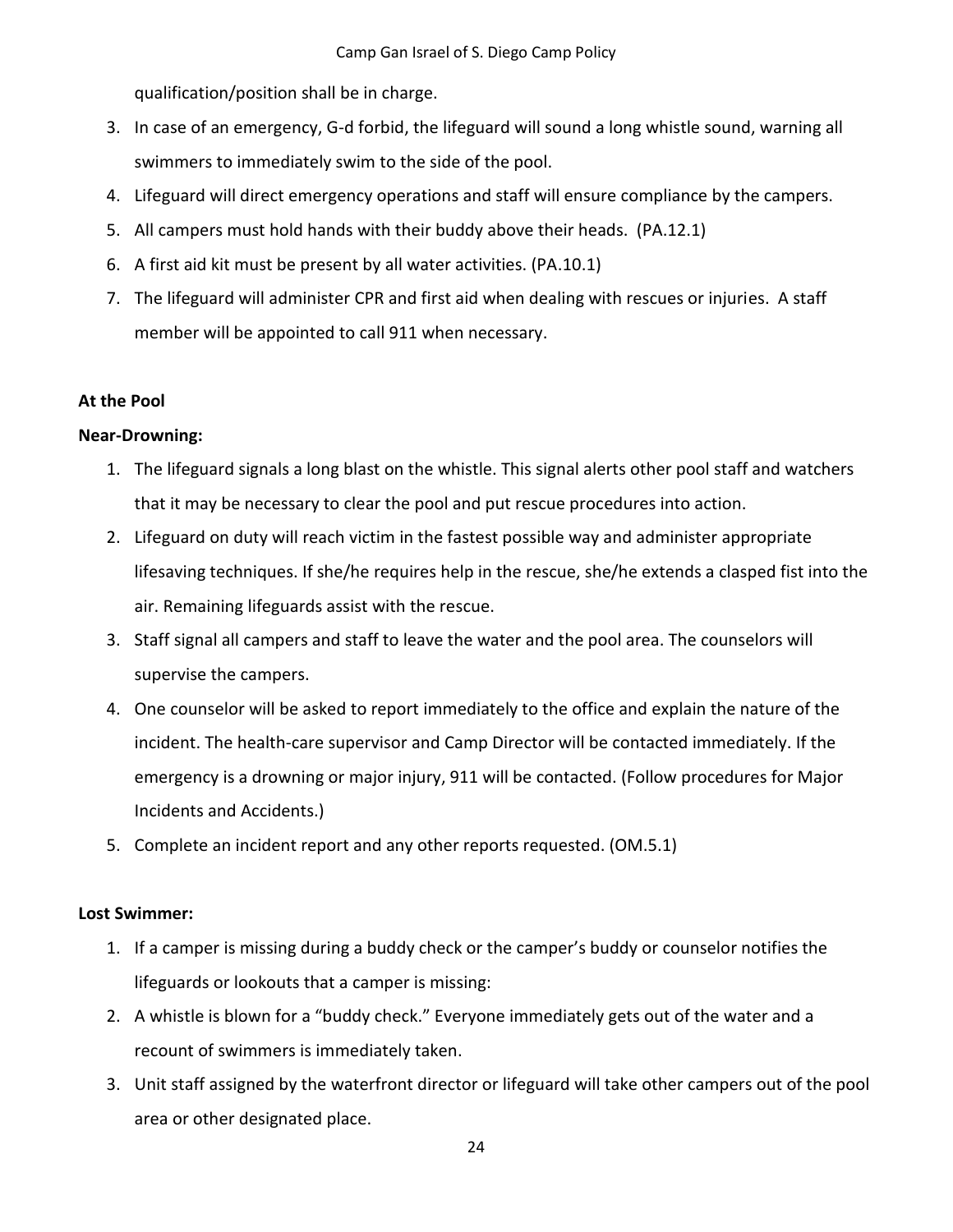qualification/position shall be in charge.

3. In case of an emergency, G-d forbid, the lifeguard will sound a long whistle sound, warning all swimmers to immediately swim to the side of the pool.
4. Lifeguard will direct emergency operations and staff will ensure compliance by the campers.
5. All campers must hold hands with their buddy above their heads. (PA.12.1)
6. A first aid kit must be present by all water activities. (PA.10.1)
7. The lifeguard will administer CPR and first aid when dealing with rescues or injuries. A staff member will be appointed to call 911 when necessary.

**At the Pool**

**Near-Drowning:**

1. The lifeguard signals a long blast on the whistle. This signal alerts other pool staff and watchers that it may be necessary to clear the pool and put rescue procedures into action.
2. Lifeguard on duty will reach victim in the fastest possible way and administer appropriate lifesaving techniques. If she/he requires help in the rescue, she/he extends a clasped fist into the air. Remaining lifeguards assist with the rescue.
3. Staff signal all campers and staff to leave the water and the pool area. The counselors will supervise the campers.
4. One counselor will be asked to report immediately to the office and explain the nature of the incident. The health-care supervisor and Camp Director will be contacted immediately. If the emergency is a drowning or major injury, 911 will be contacted. (Follow procedures for Major Incidents and Accidents.)
5. Complete an incident report and any other reports requested. (OM.5.1)

**Lost Swimmer:**

1. If a camper is missing during a buddy check or the camper's buddy or counselor notifies the lifeguards or lookouts that a camper is missing:
2. A whistle is blown for a "buddy check." Everyone immediately gets out of the water and a recount of swimmers is immediately taken.
3. Unit staff assigned by the waterfront director or lifeguard will take other campers out of the pool area or other designated place.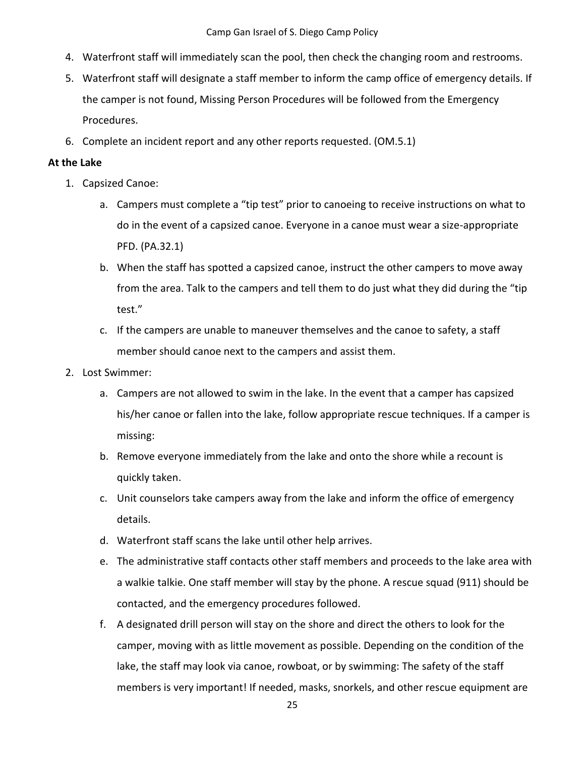4. Waterfront staff will immediately scan the pool, then check the changing room and restrooms.
5. Waterfront staff will designate a staff member to inform the camp office of emergency details. If the camper is not found, Missing Person Procedures will be followed from the Emergency Procedures.
6. Complete an incident report and any other reports requested. (OM.5.1)

**At the Lake**

1. Capsized Canoe:
    a. Campers must complete a "tip test" prior to canoeing to receive instructions on what to do in the event of a capsized canoe. Everyone in a canoe must wear a size-appropriate PFD. (PA.32.1)
    b. When the staff has spotted a capsized canoe, instruct the other campers to move away from the area. Talk to the campers and tell them to do just what they did during the "tip test."
    c. If the campers are unable to maneuver themselves and the canoe to safety, a staff member should canoe next to the campers and assist them.
2. Lost Swimmer:
    a. Campers are not allowed to swim in the lake. In the event that a camper has capsized his/her canoe or fallen into the lake, follow appropriate rescue techniques. If a camper is missing:
    b. Remove everyone immediately from the lake and onto the shore while a recount is quickly taken.
    c. Unit counselors take campers away from the lake and inform the office of emergency details.
    d. Waterfront staff scans the lake until other help arrives.
    e. The administrative staff contacts other staff members and proceeds to the lake area with a walkie talkie. One staff member will stay by the phone. A rescue squad (911) should be contacted, and the emergency procedures followed.
    f. A designated drill person will stay on the shore and direct the others to look for the camper, moving with as little movement as possible. Depending on the condition of the lake, the staff may look via canoe, rowboat, or by swimming: The safety of the staff members is very important! If needed, masks, snorkels, and other rescue equipment are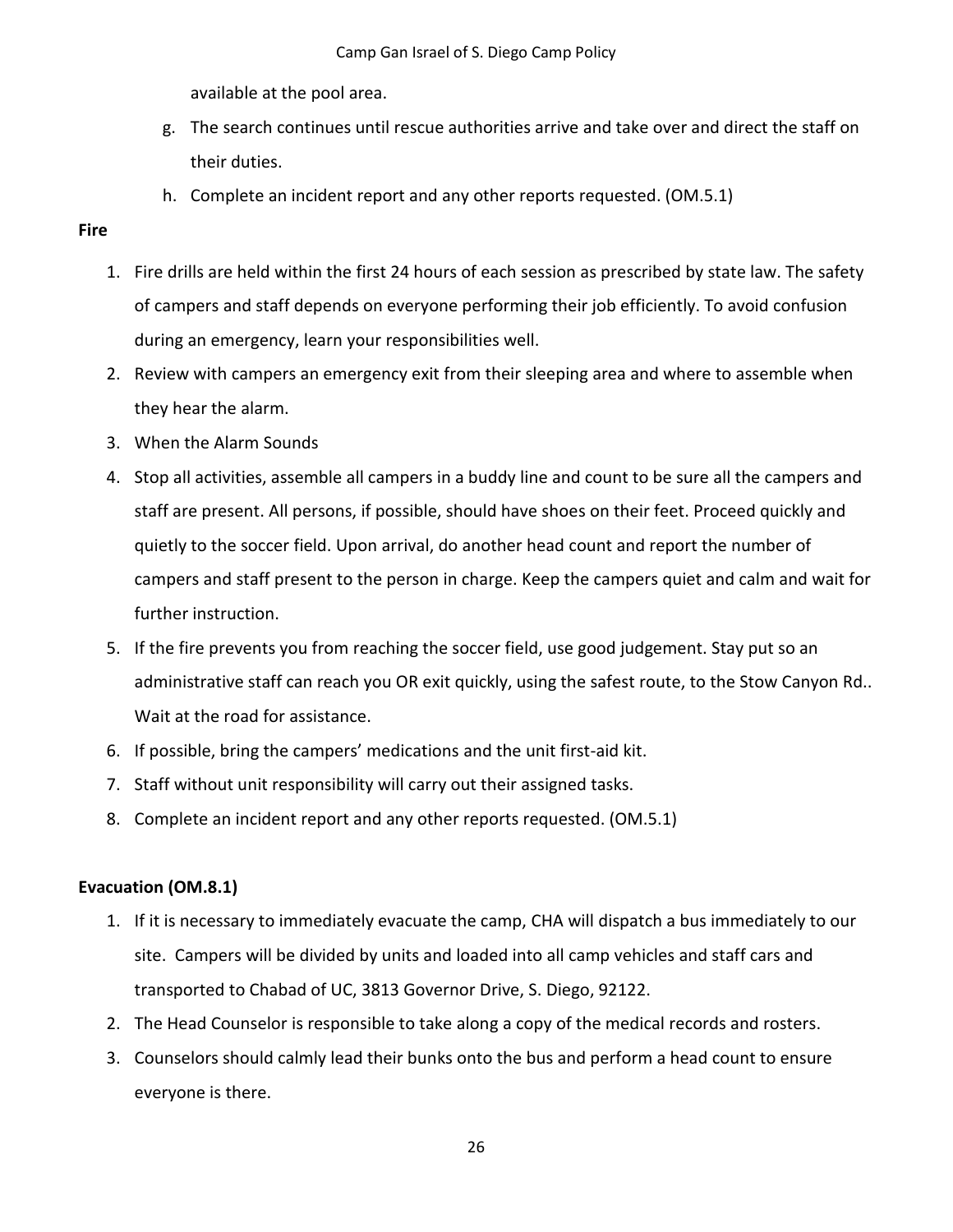available at the pool area.

g. The search continues until rescue authorities arrive and take over and direct the staff on their duties.
h. Complete an incident report and any other reports requested. (OM.5.1)

**Fire**

1. Fire drills are held within the first 24 hours of each session as prescribed by state law. The safety of campers and staff depends on everyone performing their job efficiently. To avoid confusion during an emergency, learn your responsibilities well.
2. Review with campers an emergency exit from their sleeping area and where to assemble when they hear the alarm.
3. When the Alarm Sounds
4. Stop all activities, assemble all campers in a buddy line and count to be sure all the campers and staff are present. All persons, if possible, should have shoes on their feet. Proceed quickly and quietly to the soccer field. Upon arrival, do another head count and report the number of campers and staff present to the person in charge. Keep the campers quiet and calm and wait for further instruction.
5. If the fire prevents you from reaching the soccer field, use good judgement. Stay put so an administrative staff can reach you OR exit quickly, using the safest route, to the Stow Canyon Rd.. Wait at the road for assistance.
6. If possible, bring the campers' medications and the unit first-aid kit.
7. Staff without unit responsibility will carry out their assigned tasks.
8. Complete an incident report and any other reports requested. (OM.5.1)

**Evacuation (OM.8.1)**

1. If it is necessary to immediately evacuate the camp, CHA will dispatch a bus immediately to our site. Campers will be divided by units and loaded into all camp vehicles and staff cars and transported to Chabad of UC, 3813 Governor Drive, S. Diego, 92122.
2. The Head Counselor is responsible to take along a copy of the medical records and rosters.
3. Counselors should calmly lead their bunks onto the bus and perform a head count to ensure everyone is there.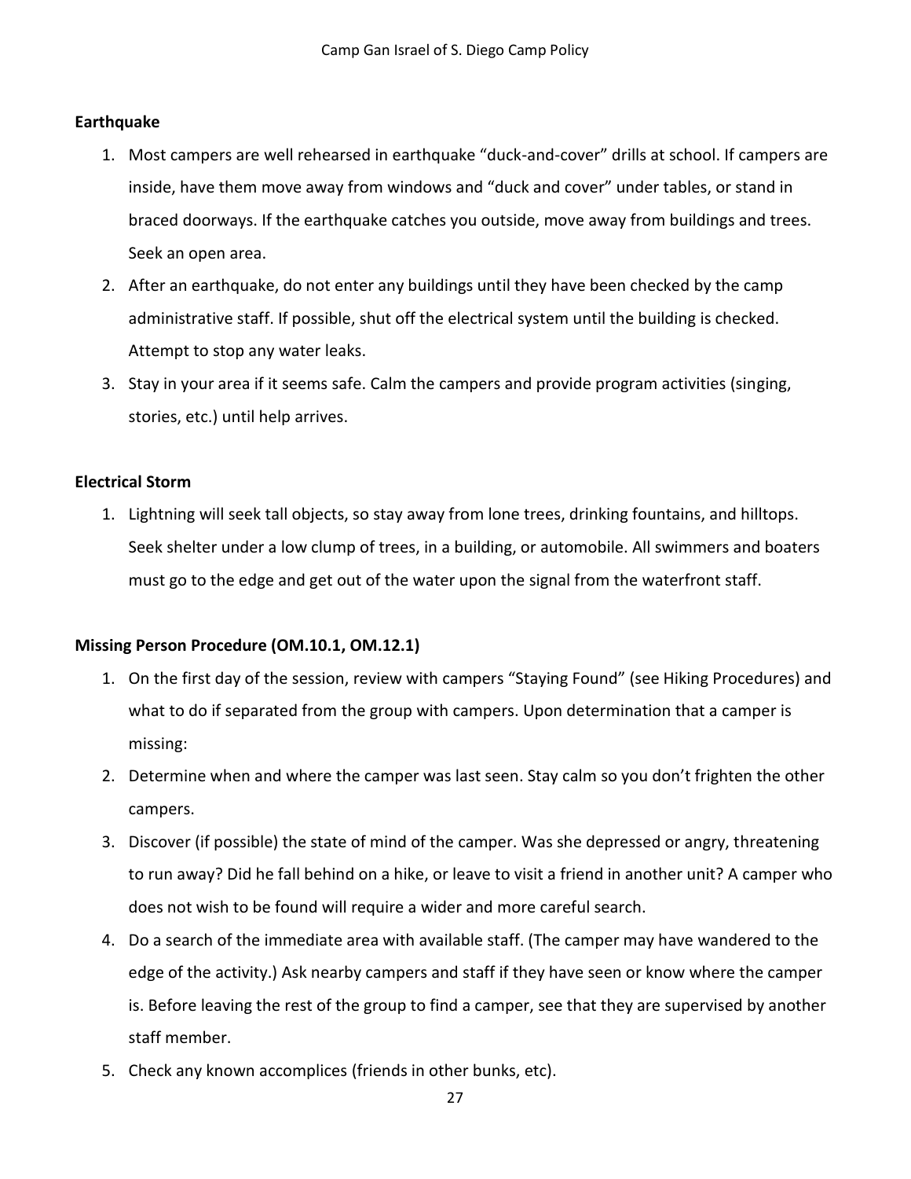**Earthquake**

1. Most campers are well rehearsed in earthquake “duck-and-cover” drills at school. If campers are inside, have them move away from windows and “duck and cover” under tables, or stand in braced doorways. If the earthquake catches you outside, move away from buildings and trees. Seek an open area.
2. After an earthquake, do not enter any buildings until they have been checked by the camp administrative staff. If possible, shut off the electrical system until the building is checked. Attempt to stop any water leaks.
3. Stay in your area if it seems safe. Calm the campers and provide program activities (singing, stories, etc.) until help arrives.

**Electrical Storm**

1. Lightning will seek tall objects, so stay away from lone trees, drinking fountains, and hilltops. Seek shelter under a low clump of trees, in a building, or automobile. All swimmers and boaters must go to the edge and get out of the water upon the signal from the waterfront staff.

**Missing Person Procedure (OM.10.1, OM.12.1)**

1. On the first day of the session, review with campers “Staying Found” (see Hiking Procedures) and what to do if separated from the group with campers. Upon determination that a camper is missing:
2. Determine when and where the camper was last seen. Stay calm so you don’t frighten the other campers.
3. Discover (if possible) the state of mind of the camper. Was she depressed or angry, threatening to run away? Did he fall behind on a hike, or leave to visit a friend in another unit? A camper who does not wish to be found will require a wider and more careful search.
4. Do a search of the immediate area with available staff. (The camper may have wandered to the edge of the activity.) Ask nearby campers and staff if they have seen or know where the camper is. Before leaving the rest of the group to find a camper, see that they are supervised by another staff member.
5. Check any known accomplices (friends in other bunks, etc).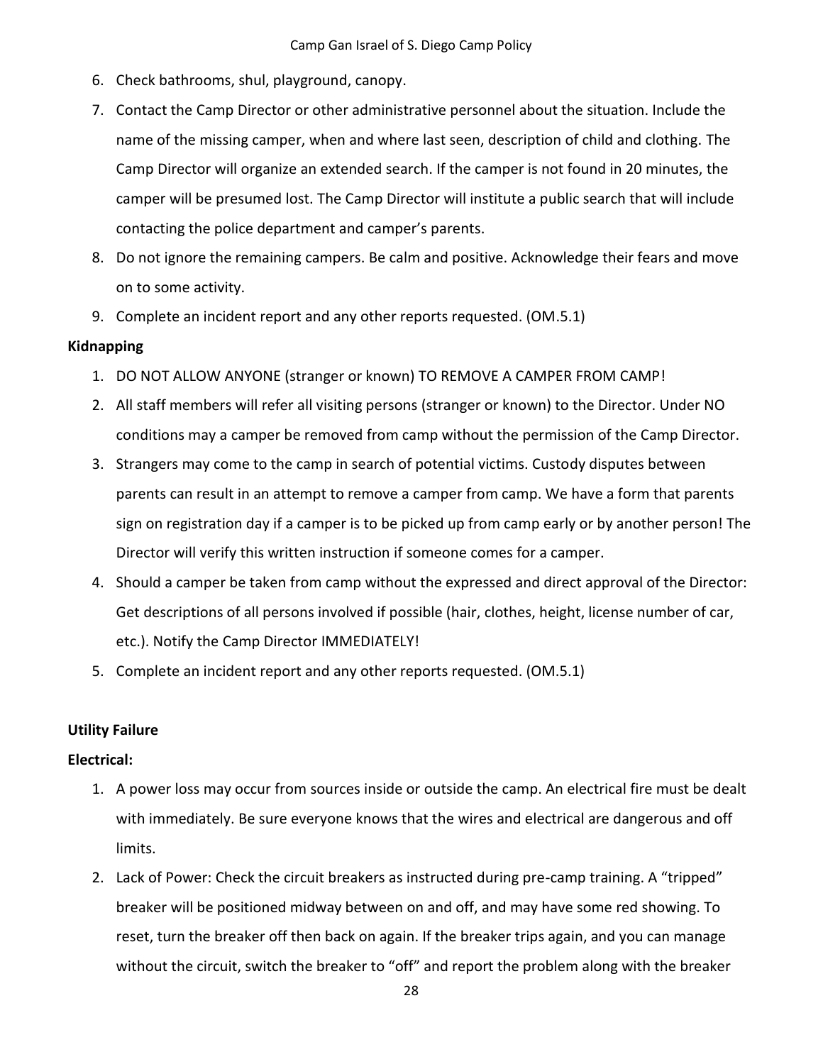6. Check bathrooms, shul, playground, canopy.
7. Contact the Camp Director or other administrative personnel about the situation. Include the name of the missing camper, when and where last seen, description of child and clothing. The Camp Director will organize an extended search. If the camper is not found in 20 minutes, the camper will be presumed lost. The Camp Director will institute a public search that will include contacting the police department and camper's parents.
8. Do not ignore the remaining campers. Be calm and positive. Acknowledge their fears and move on to some activity.
9. Complete an incident report and any other reports requested. (OM.5.1)

**Kidnapping**

1. DO NOT ALLOW ANYONE (stranger or known) TO REMOVE A CAMPER FROM CAMP!
2. All staff members will refer all visiting persons (stranger or known) to the Director. Under NO conditions may a camper be removed from camp without the permission of the Camp Director.
3. Strangers may come to the camp in search of potential victims. Custody disputes between parents can result in an attempt to remove a camper from camp. We have a form that parents sign on registration day if a camper is to be picked up from camp early or by another person! The Director will verify this written instruction if someone comes for a camper.
4. Should a camper be taken from camp without the expressed and direct approval of the Director: Get descriptions of all persons involved if possible (hair, clothes, height, license number of car, etc.). Notify the Camp Director IMMEDIATELY!
5. Complete an incident report and any other reports requested. (OM.5.1)

**Utility Failure**

**Electrical:**

1. A power loss may occur from sources inside or outside the camp. An electrical fire must be dealt with immediately. Be sure everyone knows that the wires and electrical are dangerous and off limits.
2. Lack of Power: Check the circuit breakers as instructed during pre-camp training. A "tripped" breaker will be positioned midway between on and off, and may have some red showing. To reset, turn the breaker off then back on again. If the breaker trips again, and you can manage without the circuit, switch the breaker to "off" and report the problem along with the breaker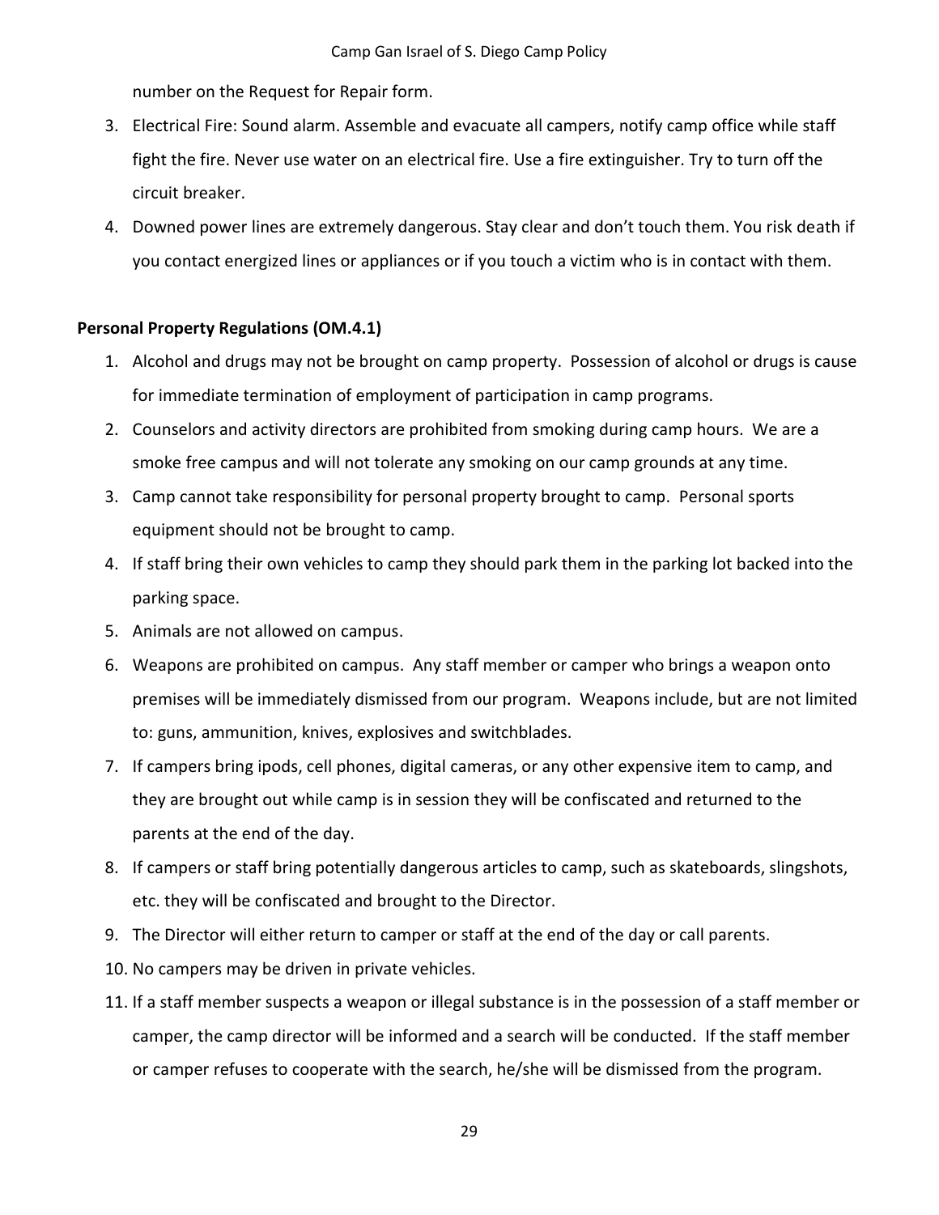number on the Request for Repair form.

3. Electrical Fire: Sound alarm. Assemble and evacuate all campers, notify camp office while staff fight the fire. Never use water on an electrical fire. Use a fire extinguisher. Try to turn off the circuit breaker.
4. Downed power lines are extremely dangerous. Stay clear and don't touch them. You risk death if you contact energized lines or appliances or if you touch a victim who is in contact with them.

**Personal Property Regulations (OM.4.1)**

1. Alcohol and drugs may not be brought on camp property. Possession of alcohol or drugs is cause for immediate termination of employment of participation in camp programs.
2. Counselors and activity directors are prohibited from smoking during camp hours. We are a smoke free campus and will not tolerate any smoking on our camp grounds at any time.
3. Camp cannot take responsibility for personal property brought to camp. Personal sports equipment should not be brought to camp.
4. If staff bring their own vehicles to camp they should park them in the parking lot backed into the parking space.
5. Animals are not allowed on campus.
6. Weapons are prohibited on campus. Any staff member or camper who brings a weapon onto premises will be immediately dismissed from our program. Weapons include, but are not limited to: guns, ammunition, knives, explosives and switchblades.
7. If campers bring ipods, cell phones, digital cameras, or any other expensive item to camp, and they are brought out while camp is in session they will be confiscated and returned to the parents at the end of the day.
8. If campers or staff bring potentially dangerous articles to camp, such as skateboards, slingshots, etc. they will be confiscated and brought to the Director.
9. The Director will either return to camper or staff at the end of the day or call parents.
10. No campers may be driven in private vehicles.
11. If a staff member suspects a weapon or illegal substance is in the possession of a staff member or camper, the camp director will be informed and a search will be conducted. If the staff member or camper refuses to cooperate with the search, he/she will be dismissed from the program.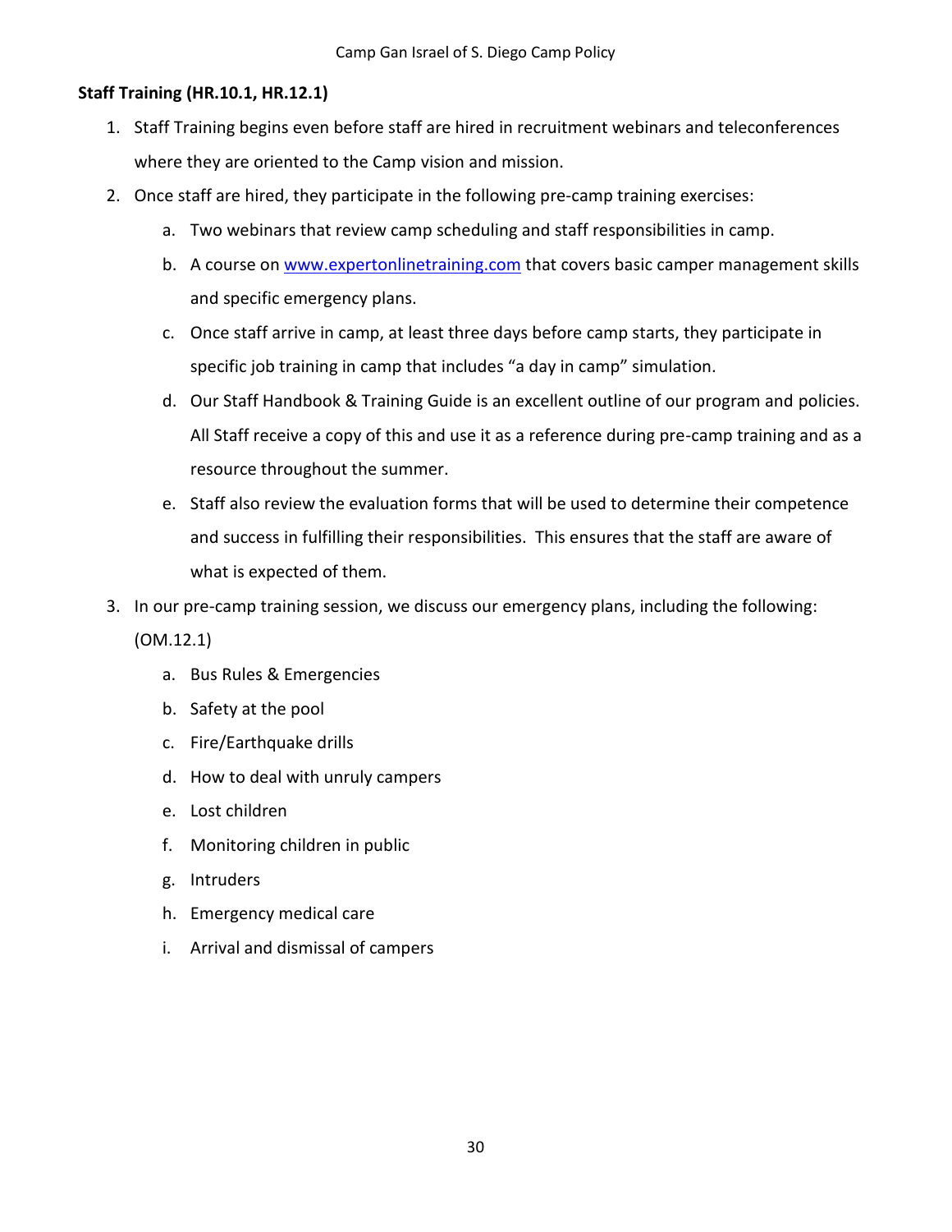**Staff Training (HR.10.1, HR.12.1)**

1. Staff Training begins even before staff are hired in recruitment webinars and teleconferences where they are oriented to the Camp vision and mission.
2. Once staff are hired, they participate in the following pre-camp training exercises:
    a. Two webinars that review camp scheduling and staff responsibilities in camp.
    b. A course on www.expertonlinetraining.com that covers basic camper management skills and specific emergency plans.
    c. Once staff arrive in camp, at least three days before camp starts, they participate in specific job training in camp that includes "a day in camp" simulation.
    d. Our Staff Handbook & Training Guide is an excellent outline of our program and policies. All Staff receive a copy of this and use it as a reference during pre-camp training and as a resource throughout the summer.
    e. Staff also review the evaluation forms that will be used to determine their competence and success in fulfilling their responsibilities. This ensures that the staff are aware of what is expected of them.
3. In our pre-camp training session, we discuss our emergency plans, including the following: (OM.12.1)
    a. Bus Rules & Emergencies
    b. Safety at the pool
    c. Fire/Earthquake drills
    d. How to deal with unruly campers
    e. Lost children
    f. Monitoring children in public
    g. Intruders
    h. Emergency medical care
    i. Arrival and dismissal of campers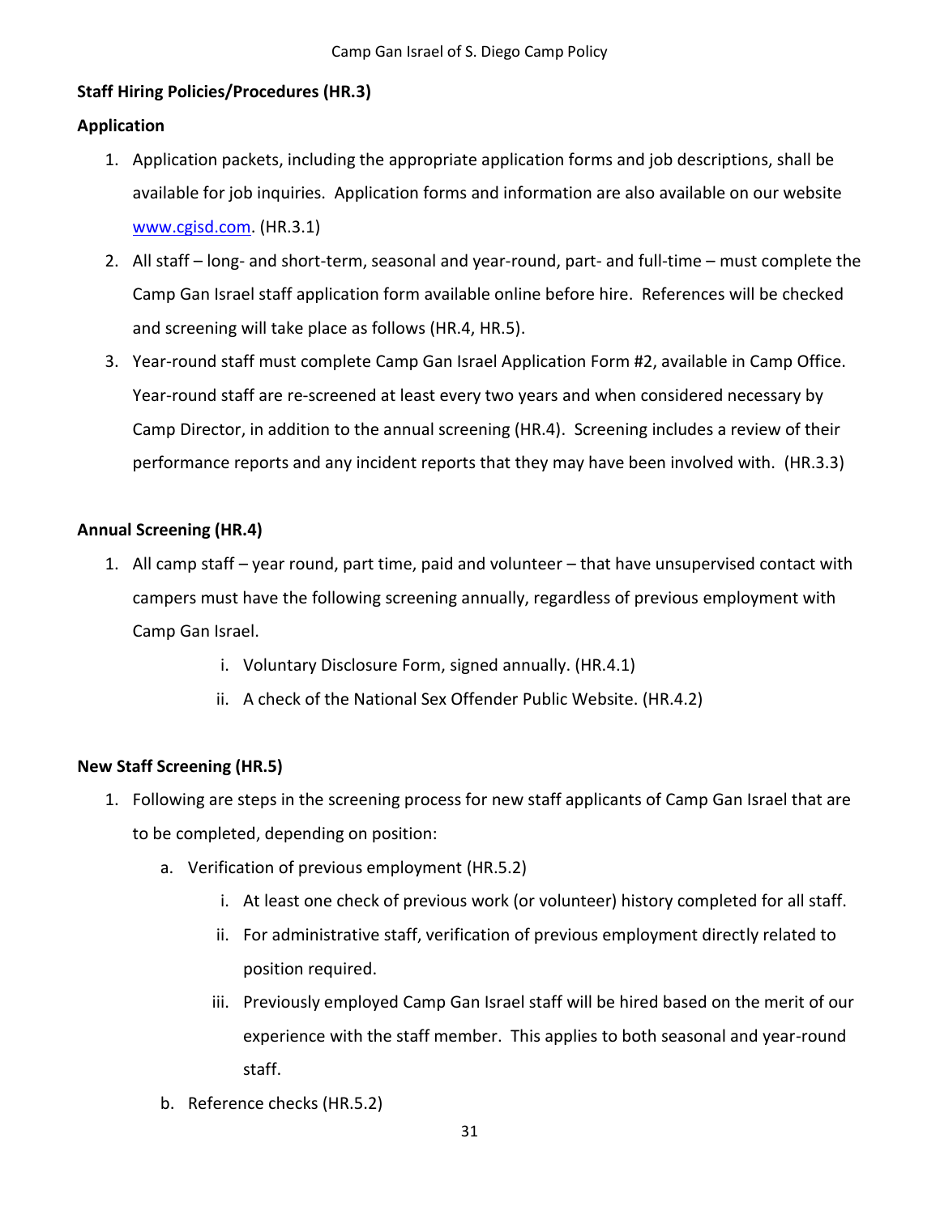**Staff Hiring Policies/Procedures (HR.3)**

**Application**

1. Application packets, including the appropriate application forms and job descriptions, shall be available for job inquiries. Application forms and information are also available on our website [www.cgisd.com](http://www.cgisd.com). (HR.3.1)
2. All staff – long- and short-term, seasonal and year-round, part- and full-time – must complete the Camp Gan Israel staff application form available online before hire. References will be checked and screening will take place as follows (HR.4, HR.5).
3. Year-round staff must complete Camp Gan Israel Application Form #2, available in Camp Office. Year-round staff are re-screened at least every two years and when considered necessary by Camp Director, in addition to the annual screening (HR.4). Screening includes a review of their performance reports and any incident reports that they may have been involved with. (HR.3.3)

**Annual Screening (HR.4)**

1. All camp staff – year round, part time, paid and volunteer – that have unsupervised contact with campers must have the following screening annually, regardless of previous employment with Camp Gan Israel.
   i. Voluntary Disclosure Form, signed annually. (HR.4.1)
   ii. A check of the National Sex Offender Public Website. (HR.4.2)

**New Staff Screening (HR.5)**

1. Following are steps in the screening process for new staff applicants of Camp Gan Israel that are to be completed, depending on position:
   a. Verification of previous employment (HR.5.2)
      i. At least one check of previous work (or volunteer) history completed for all staff.
      ii. For administrative staff, verification of previous employment directly related to position required.
      iii. Previously employed Camp Gan Israel staff will be hired based on the merit of our experience with the staff member. This applies to both seasonal and year-round staff.
   b. Reference checks (HR.5.2)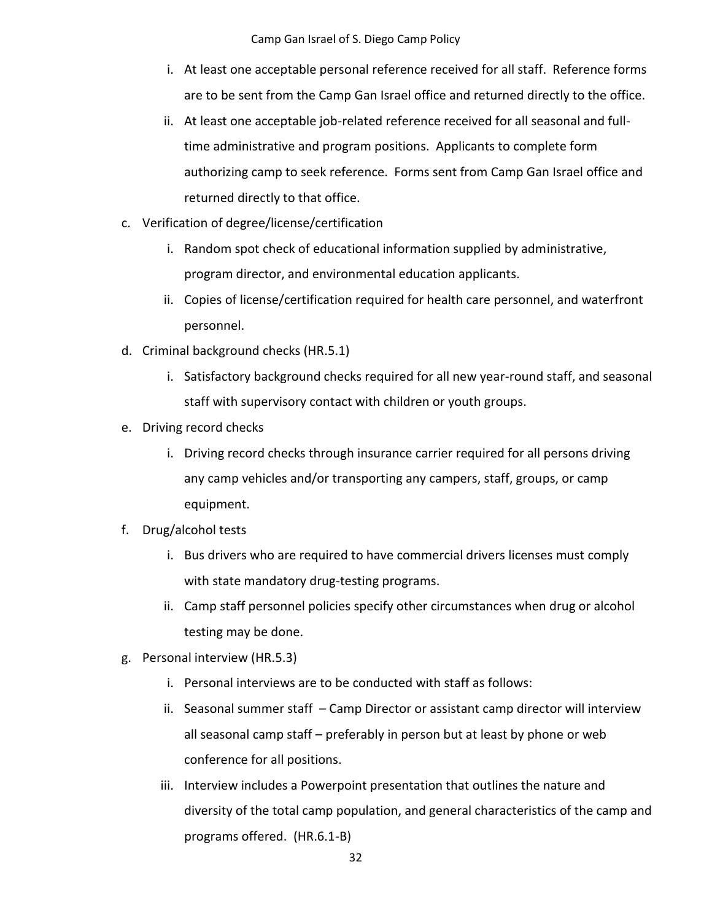i. At least one acceptable personal reference received for all staff. Reference forms are to be sent from the Camp Gan Israel office and returned directly to the office.
  ii. At least one acceptable job-related reference received for all seasonal and full-time administrative and program positions. Applicants to complete form authorizing camp to seek reference. Forms sent from Camp Gan Israel office and returned directly to that office.

c. Verification of degree/license/certification
  i. Random spot check of educational information supplied by administrative, program director, and environmental education applicants.
  ii. Copies of license/certification required for health care personnel, and waterfront personnel.

d. Criminal background checks (HR.5.1)
  i. Satisfactory background checks required for all new year-round staff, and seasonal staff with supervisory contact with children or youth groups.

e. Driving record checks
  i. Driving record checks through insurance carrier required for all persons driving any camp vehicles and/or transporting any campers, staff, groups, or camp equipment.

f. Drug/alcohol tests
  i. Bus drivers who are required to have commercial drivers licenses must comply with state mandatory drug-testing programs.
  ii. Camp staff personnel policies specify other circumstances when drug or alcohol testing may be done.

g. Personal interview (HR.5.3)
  i. Personal interviews are to be conducted with staff as follows:
  ii. Seasonal summer staff – Camp Director or assistant camp director will interview all seasonal camp staff – preferably in person but at least by phone or web conference for all positions.
  iii. Interview includes a Powerpoint presentation that outlines the nature and diversity of the total camp population, and general characteristics of the camp and programs offered. (HR.6.1-B)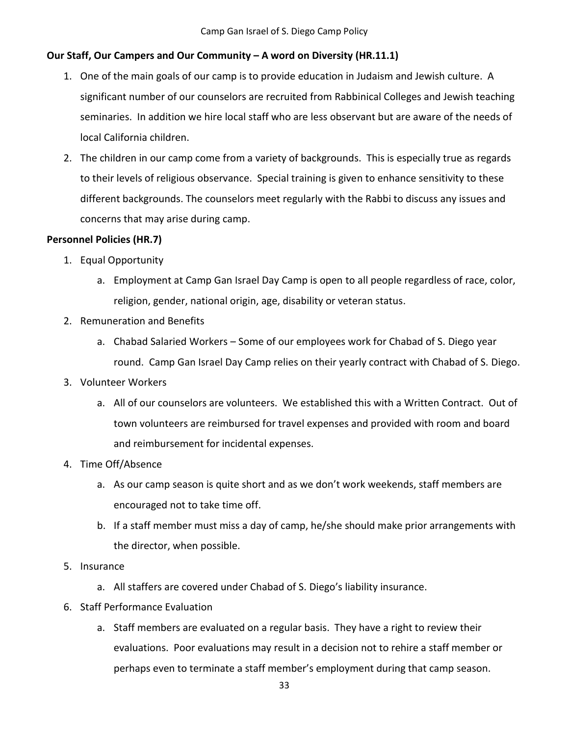**Our Staff, Our Campers and Our Community – A word on Diversity (HR.11.1)**

1. One of the main goals of our camp is to provide education in Judaism and Jewish culture. A significant number of our counselors are recruited from Rabbinical Colleges and Jewish teaching seminaries. In addition we hire local staff who are less observant but are aware of the needs of local California children.
2. The children in our camp come from a variety of backgrounds. This is especially true as regards to their levels of religious observance. Special training is given to enhance sensitivity to these different backgrounds. The counselors meet regularly with the Rabbi to discuss any issues and concerns that may arise during camp.

**Personnel Policies (HR.7)**

1. Equal Opportunity
   a. Employment at Camp Gan Israel Day Camp is open to all people regardless of race, color, religion, gender, national origin, age, disability or veteran status.
2. Remuneration and Benefits
   a. Chabad Salaried Workers – Some of our employees work for Chabad of S. Diego year round. Camp Gan Israel Day Camp relies on their yearly contract with Chabad of S. Diego.
3. Volunteer Workers
   a. All of our counselors are volunteers. We established this with a Written Contract. Out of town volunteers are reimbursed for travel expenses and provided with room and board and reimbursement for incidental expenses.
4. Time Off/Absence
   a. As our camp season is quite short and as we don't work weekends, staff members are encouraged not to take time off.
   b. If a staff member must miss a day of camp, he/she should make prior arrangements with the director, when possible.
5. Insurance
   a. All staffers are covered under Chabad of S. Diego's liability insurance.
6. Staff Performance Evaluation
   a. Staff members are evaluated on a regular basis. They have a right to review their evaluations. Poor evaluations may result in a decision not to rehire a staff member or perhaps even to terminate a staff member's employment during that camp season.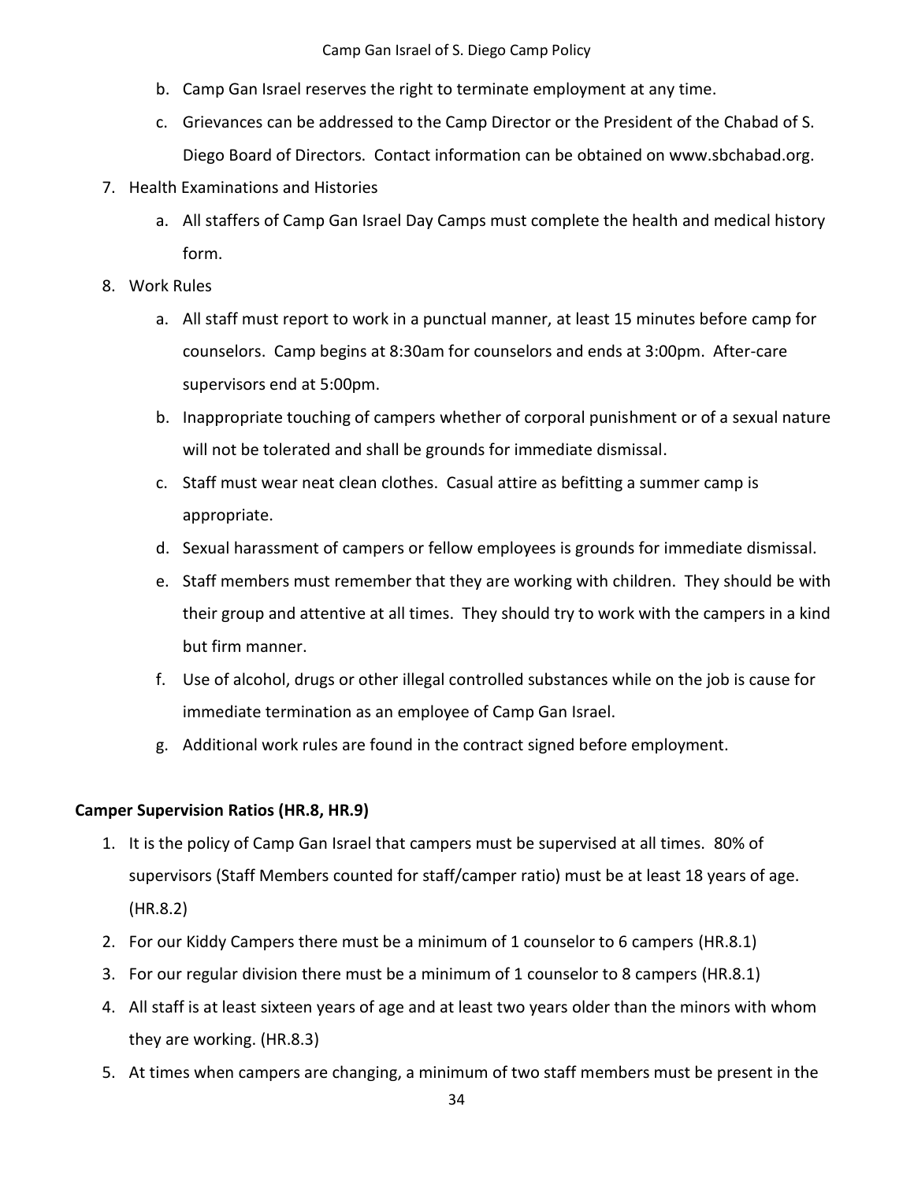b. Camp Gan Israel reserves the right to terminate employment at any time.

c. Grievances can be addressed to the Camp Director or the President of the Chabad of S. Diego Board of Directors. Contact information can be obtained on www.sbchabad.org.

7. Health Examinations and Histories

   a. All staffers of Camp Gan Israel Day Camps must complete the health and medical history form.

8. Work Rules

   a. All staff must report to work in a punctual manner, at least 15 minutes before camp for counselors. Camp begins at 8:30am for counselors and ends at 3:00pm. After-care supervisors end at 5:00pm.

   b. Inappropriate touching of campers whether of corporal punishment or of a sexual nature will not be tolerated and shall be grounds for immediate dismissal.

   c. Staff must wear neat clean clothes. Casual attire as befitting a summer camp is appropriate.

   d. Sexual harassment of campers or fellow employees is grounds for immediate dismissal.

   e. Staff members must remember that they are working with children. They should be with their group and attentive at all times. They should try to work with the campers in a kind but firm manner.

   f. Use of alcohol, drugs or other illegal controlled substances while on the job is cause for immediate termination as an employee of Camp Gan Israel.

   g. Additional work rules are found in the contract signed before employment.

**Camper Supervision Ratios (HR.8, HR.9)**

1. It is the policy of Camp Gan Israel that campers must be supervised at all times. 80% of supervisors (Staff Members counted for staff/camper ratio) must be at least 18 years of age. (HR.8.2)
2. For our Kiddy Campers there must be a minimum of 1 counselor to 6 campers (HR.8.1)
3. For our regular division there must be a minimum of 1 counselor to 8 campers (HR.8.1)
4. All staff is at least sixteen years of age and at least two years older than the minors with whom they are working. (HR.8.3)
5. At times when campers are changing, a minimum of two staff members must be present in the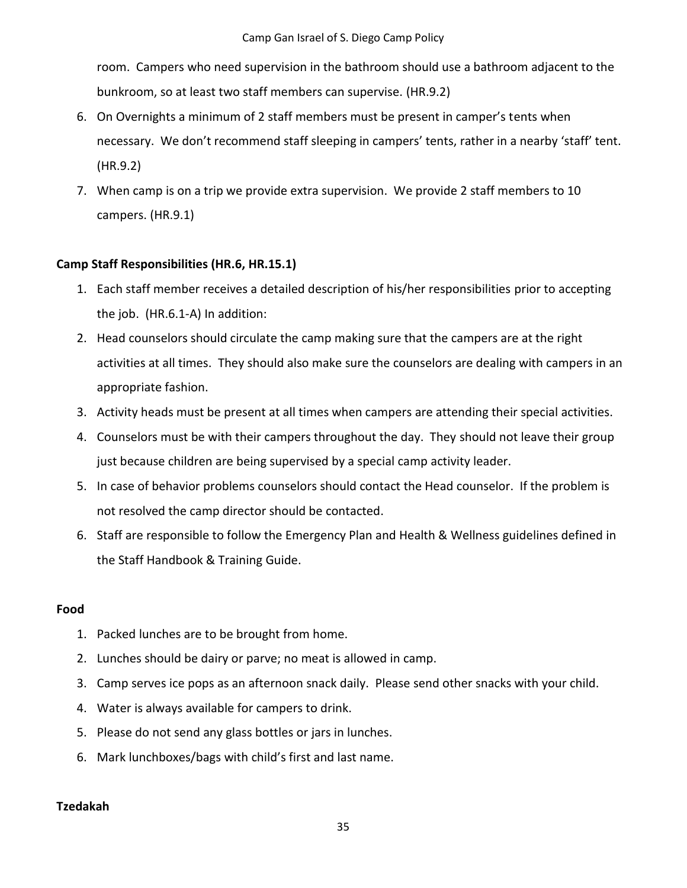room. Campers who need supervision in the bathroom should use a bathroom adjacent to the bunkroom, so at least two staff members can supervise. (HR.9.2)

6. On Overnights a minimum of 2 staff members must be present in camper's tents when necessary. We don't recommend staff sleeping in campers' tents, rather in a nearby 'staff' tent. (HR.9.2)
7. When camp is on a trip we provide extra supervision. We provide 2 staff members to 10 campers. (HR.9.1)

**Camp Staff Responsibilities (HR.6, HR.15.1)**

1. Each staff member receives a detailed description of his/her responsibilities prior to accepting the job. (HR.6.1-A) In addition:
2. Head counselors should circulate the camp making sure that the campers are at the right activities at all times. They should also make sure the counselors are dealing with campers in an appropriate fashion.
3. Activity heads must be present at all times when campers are attending their special activities.
4. Counselors must be with their campers throughout the day. They should not leave their group just because children are being supervised by a special camp activity leader.
5. In case of behavior problems counselors should contact the Head counselor. If the problem is not resolved the camp director should be contacted.
6. Staff are responsible to follow the Emergency Plan and Health & Wellness guidelines defined in the Staff Handbook & Training Guide.

**Food**

1. Packed lunches are to be brought from home.
2. Lunches should be dairy or parve; no meat is allowed in camp.
3. Camp serves ice pops as an afternoon snack daily. Please send other snacks with your child.
4. Water is always available for campers to drink.
5. Please do not send any glass bottles or jars in lunches.
6. Mark lunchboxes/bags with child's first and last name.

**Tzedakah**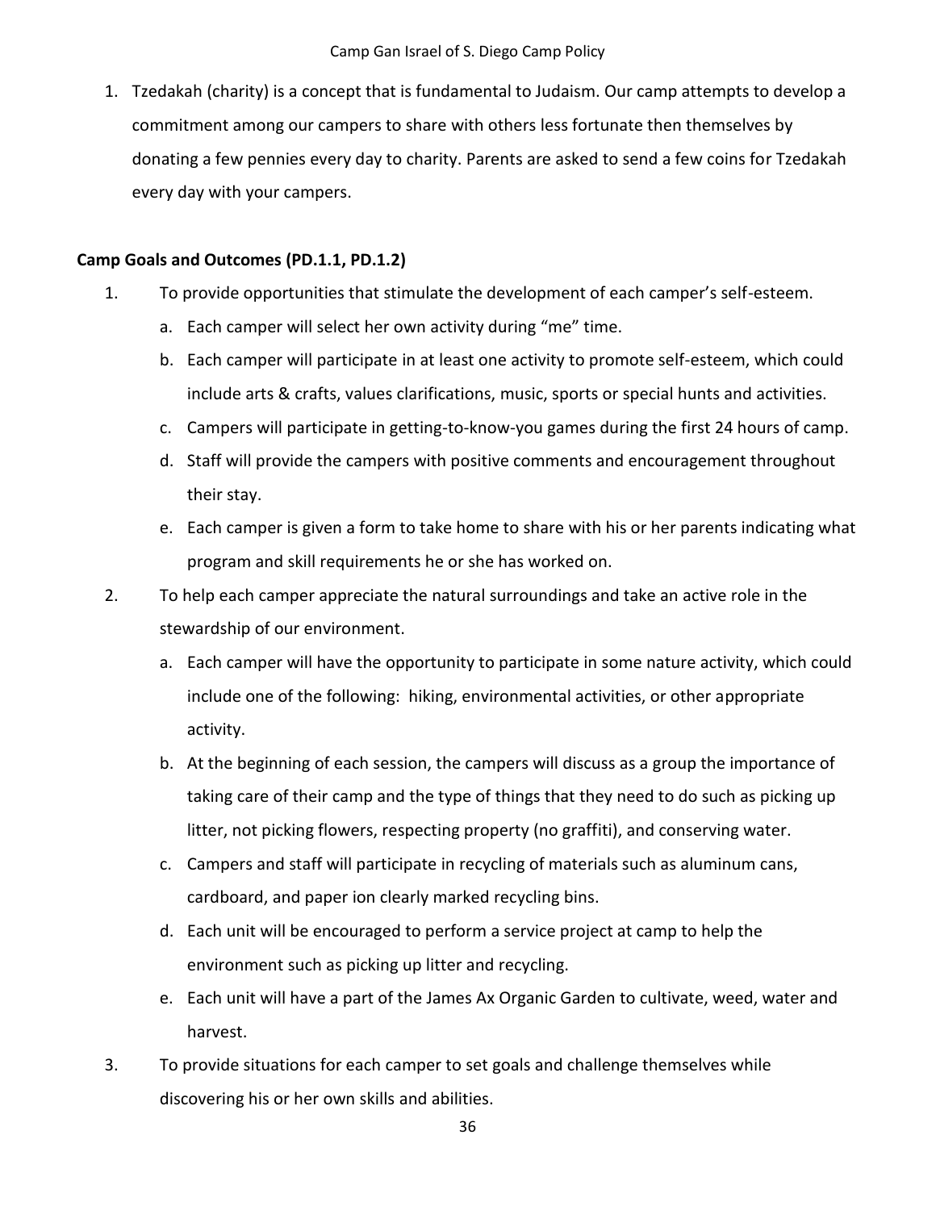1. Tzedakah (charity) is a concept that is fundamental to Judaism. Our camp attempts to develop a commitment among our campers to share with others less fortunate then themselves by donating a few pennies every day to charity. Parents are asked to send a few coins for Tzedakah every day with your campers.

### Camp Goals and Outcomes (PD.1.1, PD.1.2)

1. To provide opportunities that stimulate the development of each camper's self-esteem.
   a. Each camper will select her own activity during "me" time.
   b. Each camper will participate in at least one activity to promote self-esteem, which could include arts & crafts, values clarifications, music, sports or special hunts and activities.
   c. Campers will participate in getting-to-know-you games during the first 24 hours of camp.
   d. Staff will provide the campers with positive comments and encouragement throughout their stay.
   e. Each camper is given a form to take home to share with his or her parents indicating what program and skill requirements he or she has worked on.
2. To help each camper appreciate the natural surroundings and take an active role in the stewardship of our environment.
   a. Each camper will have the opportunity to participate in some nature activity, which could include one of the following: hiking, environmental activities, or other appropriate activity.
   b. At the beginning of each session, the campers will discuss as a group the importance of taking care of their camp and the type of things that they need to do such as picking up litter, not picking flowers, respecting property (no graffiti), and conserving water.
   c. Campers and staff will participate in recycling of materials such as aluminum cans, cardboard, and paper ion clearly marked recycling bins.
   d. Each unit will be encouraged to perform a service project at camp to help the environment such as picking up litter and recycling.
   e. Each unit will have a part of the James Ax Organic Garden to cultivate, weed, water and harvest.
3. To provide situations for each camper to set goals and challenge themselves while discovering his or her own skills and abilities.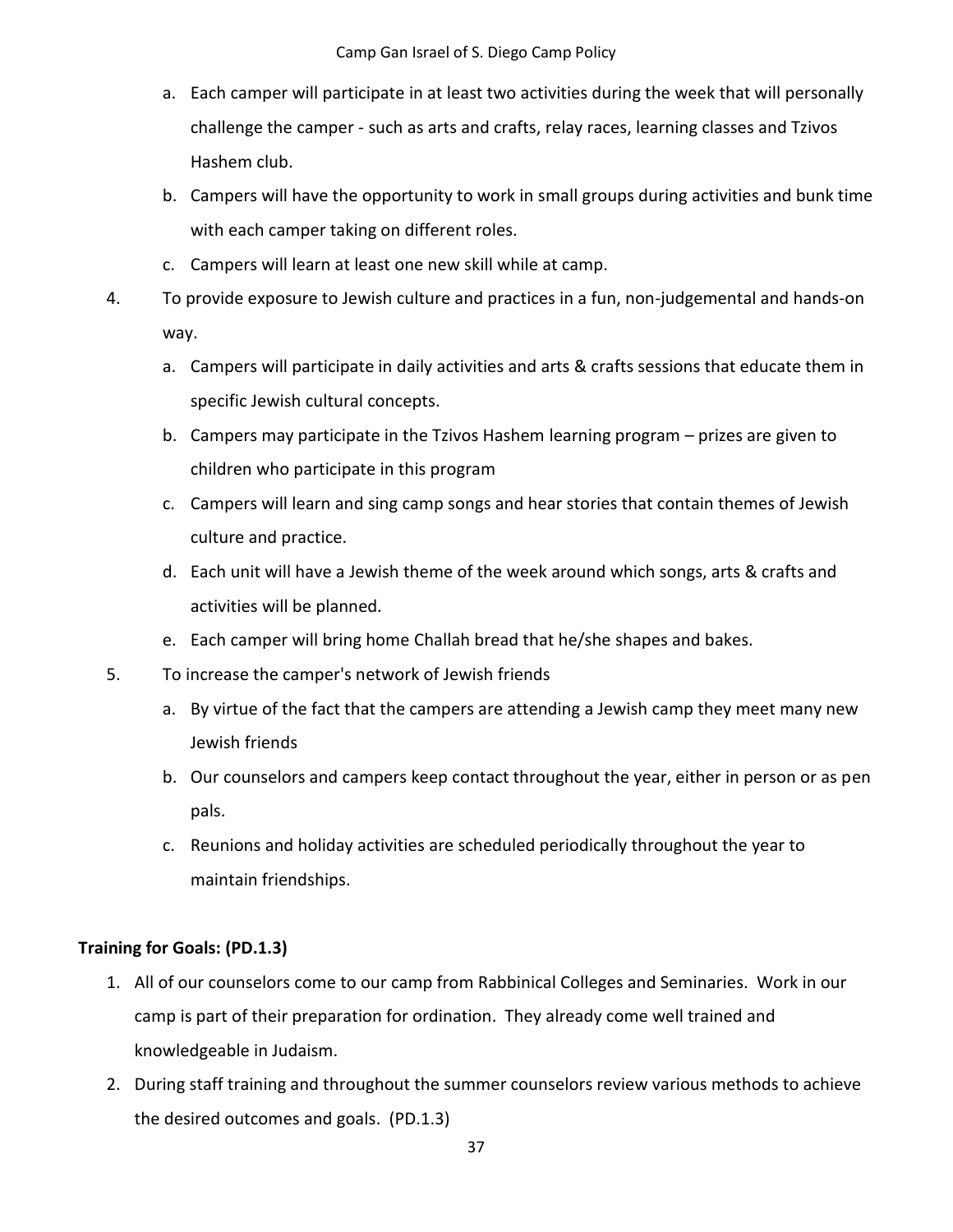a. Each camper will participate in at least two activities during the week that will personally challenge the camper - such as arts and crafts, relay races, learning classes and Tzivos Hashem club.
b. Campers will have the opportunity to work in small groups during activities and bunk time with each camper taking on different roles.
c. Campers will learn at least one new skill while at camp.

4. To provide exposure to Jewish culture and practices in a fun, non-judgemental and hands-on way.
   a. Campers will participate in daily activities and arts & crafts sessions that educate them in specific Jewish cultural concepts.
   b. Campers may participate in the Tzivos Hashem learning program – prizes are given to children who participate in this program
   c. Campers will learn and sing camp songs and hear stories that contain themes of Jewish culture and practice.
   d. Each unit will have a Jewish theme of the week around which songs, arts & crafts and activities will be planned.
   e. Each camper will bring home Challah bread that he/she shapes and bakes.
5. To increase the camper's network of Jewish friends
   a. By virtue of the fact that the campers are attending a Jewish camp they meet many new Jewish friends
   b. Our counselors and campers keep contact throughout the year, either in person or as pen pals.
   c. Reunions and holiday activities are scheduled periodically throughout the year to maintain friendships.

**Training for Goals: (PD.1.3)**

1. All of our counselors come to our camp from Rabbinical Colleges and Seminaries. Work in our camp is part of their preparation for ordination. They already come well trained and knowledgeable in Judaism.
2. During staff training and throughout the summer counselors review various methods to achieve the desired outcomes and goals. (PD.1.3)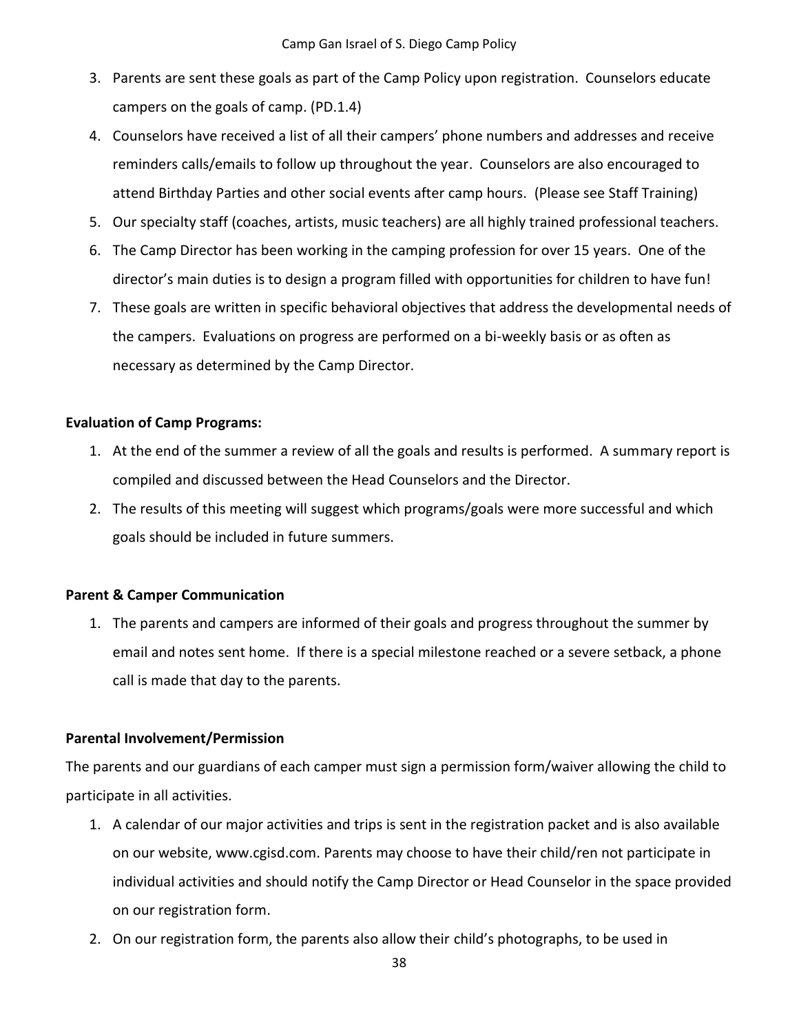3. Parents are sent these goals as part of the Camp Policy upon registration. Counselors educate campers on the goals of camp. (PD.1.4)
4. Counselors have received a list of all their campers' phone numbers and addresses and receive reminders calls/emails to follow up throughout the year. Counselors are also encouraged to attend Birthday Parties and other social events after camp hours. (Please see Staff Training)
5. Our specialty staff (coaches, artists, music teachers) are all highly trained professional teachers.
6. The Camp Director has been working in the camping profession for over 15 years. One of the director's main duties is to design a program filled with opportunities for children to have fun!
7. These goals are written in specific behavioral objectives that address the developmental needs of the campers. Evaluations on progress are performed on a bi-weekly basis or as often as necessary as determined by the Camp Director.

**Evaluation of Camp Programs:**

1. At the end of the summer a review of all the goals and results is performed. A summary report is compiled and discussed between the Head Counselors and the Director.
2. The results of this meeting will suggest which programs/goals were more successful and which goals should be included in future summers.

**Parent & Camper Communication**

1. The parents and campers are informed of their goals and progress throughout the summer by email and notes sent home. If there is a special milestone reached or a severe setback, a phone call is made that day to the parents.

**Parental Involvement/Permission**

The parents and our guardians of each camper must sign a permission form/waiver allowing the child to participate in all activities.

1. A calendar of our major activities and trips is sent in the registration packet and is also available on our website, www.cgisd.com. Parents may choose to have their child/ren not participate in individual activities and should notify the Camp Director or Head Counselor in the space provided on our registration form.
2. On our registration form, the parents also allow their child's photographs, to be used in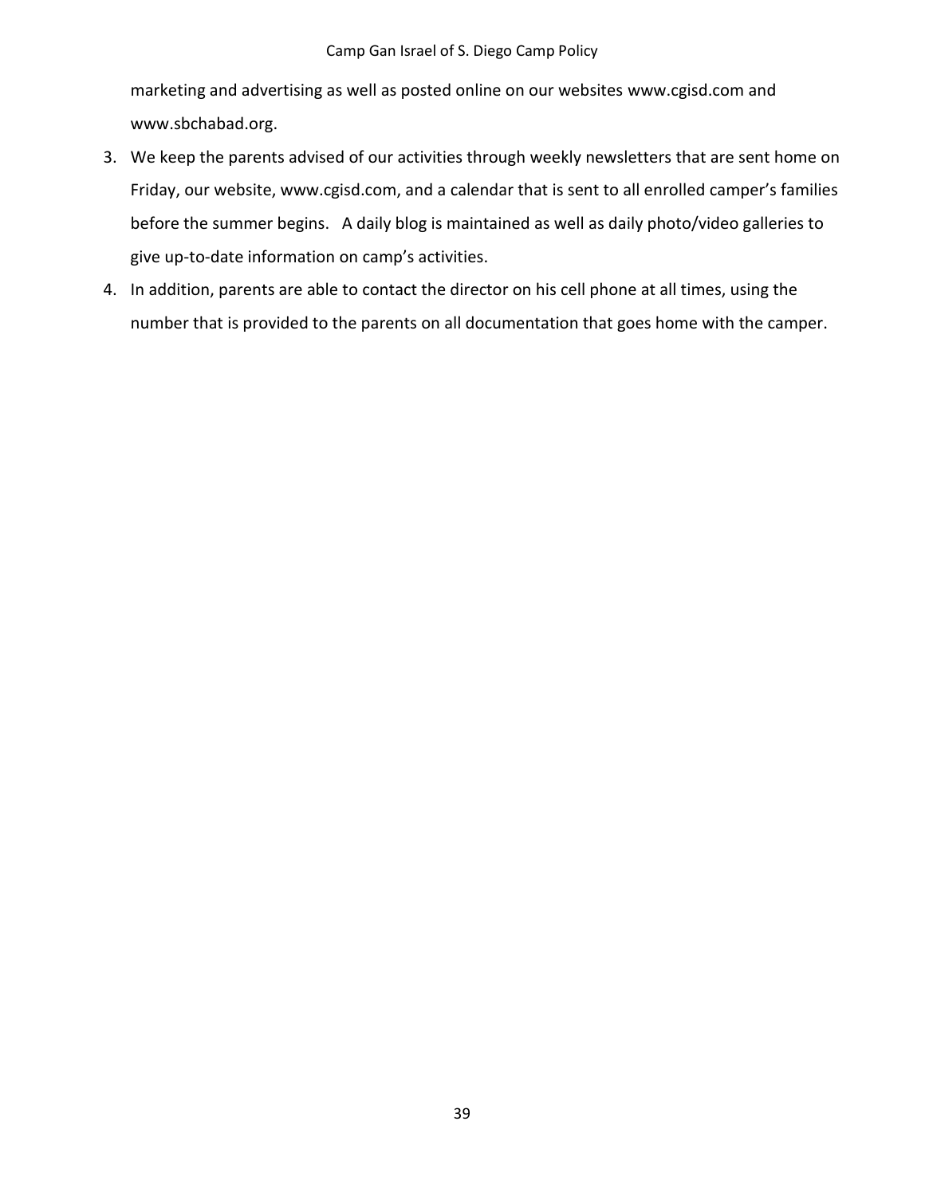marketing and advertising as well as posted online on our websites www.cgisd.com and www.sbchabad.org.

3. We keep the parents advised of our activities through weekly newsletters that are sent home on Friday, our website, www.cgisd.com, and a calendar that is sent to all enrolled camper's families before the summer begins. A daily blog is maintained as well as daily photo/video galleries to give up-to-date information on camp's activities.
4. In addition, parents are able to contact the director on his cell phone at all times, using the number that is provided to the parents on all documentation that goes home with the camper.